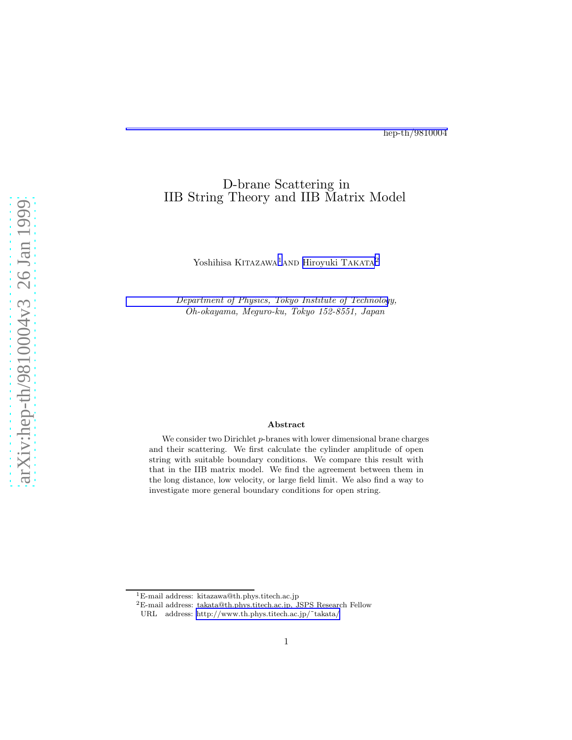hep-th/9810004

# D-brane Scattering in IIB String Theory and IIB Matrix Model

Yoshihisa KITAZAWA[1] AND Hiroyuki TAKATA[2]

*Department of Physics, Tokyo Institute of Technology,*
*Oh-okayama, Meguro-ku, Tokyo 152-8551, Japan*

## Abstract

We consider two Dirichlet $p$-branes with lower dimensional brane charges and their scattering. We first calculate the cylinder amplitude of open string with suitable boundary conditions. We compare this result with that in the IIB matrix model. We find the agreement between them in the long distance, low velocity, or large field limit. We also find a way to investigate more general boundary conditions for open string.

---

[1] E-mail address: kitazawa@th.phys.titech.ac.jp

[2] E-mail address: takata@th.phys.titech.ac.jp, JSPS Research Fellow
URL address: http://www.th.phys.titech.ac.jp/~takata/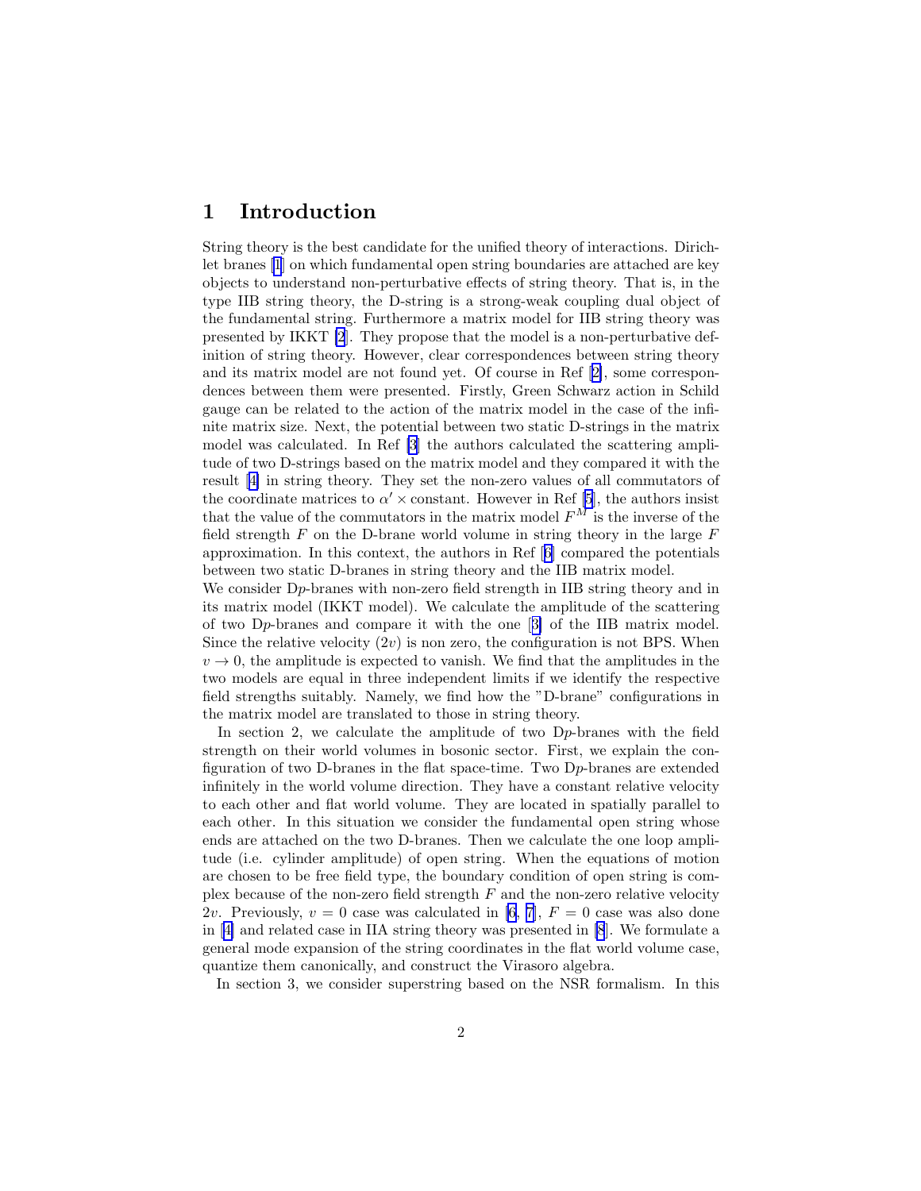# 1 Introduction

String theory is the best candidate for the unified theory of interactions. Dirichlet branes [1] on which fundamental open string boundaries are attached are key objects to understand non-perturbative effects of string theory. That is, in the type IIB string theory, the D-string is a strong-weak coupling dual object of the fundamental string. Furthermore a matrix model for IIB string theory was presented by IKKT [2]. They propose that the model is a non-perturbative definition of string theory. However, clear correspondences between string theory and its matrix model are not found yet. Of course in Ref [2], some correspondences between them were presented. Firstly, Green Schwarz action in Schild gauge can be related to the action of the matrix model in the case of the infinite matrix size. Next, the potential between two static D-strings in the matrix model was calculated. In Ref [3] the authors calculated the scattering amplitude of two D-strings based on the matrix model and they compared it with the result [4] in string theory. They set the non-zero values of all commutators of the coordinate matrices to $\alpha' \times$ constant. However in Ref [5], the authors insist that the value of the commutators in the matrix model $F^M$ is the inverse of the field strength $F$ on the D-brane world volume in string theory in the large $F$ approximation. In this context, the authors in Ref [6] compared the potentials between two static D-branes in string theory and the IIB matrix model.

We consider D$p$-branes with non-zero field strength in IIB string theory and in its matrix model (IKKT model). We calculate the amplitude of the scattering of two D$p$-branes and compare it with the one [3] of the IIB matrix model. Since the relative velocity ($2v$) is non zero, the configuration is not BPS. When $v \to 0$, the amplitude is expected to vanish. We find that the amplitudes in the two models are equal in three independent limits if we identify the respective field strengths suitably. Namely, we find how the "D-brane" configurations in the matrix model are translated to those in string theory.

In section 2, we calculate the amplitude of two D$p$-branes with the field strength on their world volumes in bosonic sector. First, we explain the configuration of two D-branes in the flat space-time. Two D$p$-branes are extended infinitely in the world volume direction. They have a constant relative velocity to each other and flat world volume. They are located in spatially parallel to each other. In this situation we consider the fundamental open string whose ends are attached on the two D-branes. Then we calculate the one loop amplitude (i.e. cylinder amplitude) of open string. When the equations of motion are chosen to be free field type, the boundary condition of open string is complex because of the non-zero field strength $F$ and the non-zero relative velocity $2v$. Previously, $v = 0$ case was calculated in [6, 7], $F = 0$ case was also done in [4] and related case in IIA string theory was presented in [8]. We formulate a general mode expansion of the string coordinates in the flat world volume case, quantize them canonically, and construct the Virasoro algebra.

In section 3, we consider superstring based on the NSR formalism. In this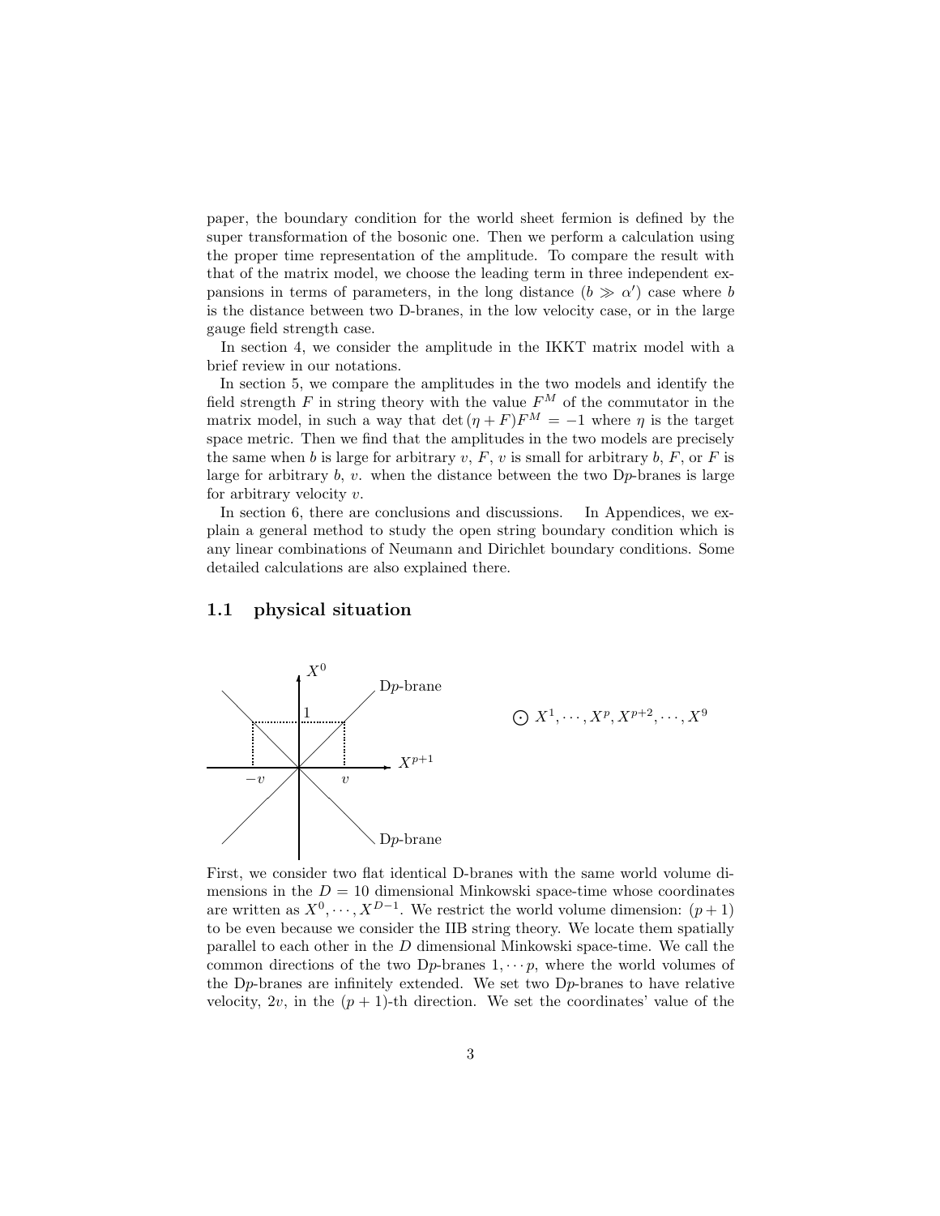paper, the boundary condition for the world sheet fermion is defined by the super transformation of the bosonic one. Then we perform a calculation using the proper time representation of the amplitude. To compare the result with that of the matrix model, we choose the leading term in three independent expansions in terms of parameters, in the long distance ($b \gg \alpha'$) case where $b$ is the distance between two D-branes, in the low velocity case, or in the large gauge field strength case.

In section 4, we consider the amplitude in the IKKT matrix model with a brief review in our notations.

In section 5, we compare the amplitudes in the two models and identify the field strength $F$ in string theory with the value $F^M$ of the commutator in the matrix model, in such a way that $\det(\eta + F)F^M = -1$ where $\eta$ is the target space metric. Then we find that the amplitudes in the two models are precisely the same when $b$ is large for arbitrary $v$, $F$, $v$ is small for arbitrary $b$, $F$, or $F$ is large for arbitrary $b$, $v$. when the distance between the two D$p$-branes is large for arbitrary velocity $v$.

In section 6, there are conclusions and discussions. In Appendices, we explain a general method to study the open string boundary condition which is any linear combinations of Neumann and Dirichlet boundary conditions. Some detailed calculations are also explained there.

### 1.1 physical situation

$X^0$ D$p$-brane 1 $X^{p+1}$ $-v$ $v$ D$p$-brane $\odot\ X^1, \cdots, X^p, X^{p+2}, \cdots, X^9$

First, we consider two flat identical D-branes with the same world volume dimensions in the $D = 10$ dimensional Minkowski space-time whose coordinates are written as $X^0, \cdots, X^{D-1}$. We restrict the world volume dimension: $(p+1)$ to be even because we consider the IIB string theory. We locate them spatially parallel to each other in the $D$ dimensional Minkowski space-time. We call the common directions of the two D$p$-branes $1, \cdots p$, where the world volumes of the D$p$-branes are infinitely extended. We set two D$p$-branes to have relative velocity, $2v$, in the $(p+1)$-th direction. We set the coordinates' value of the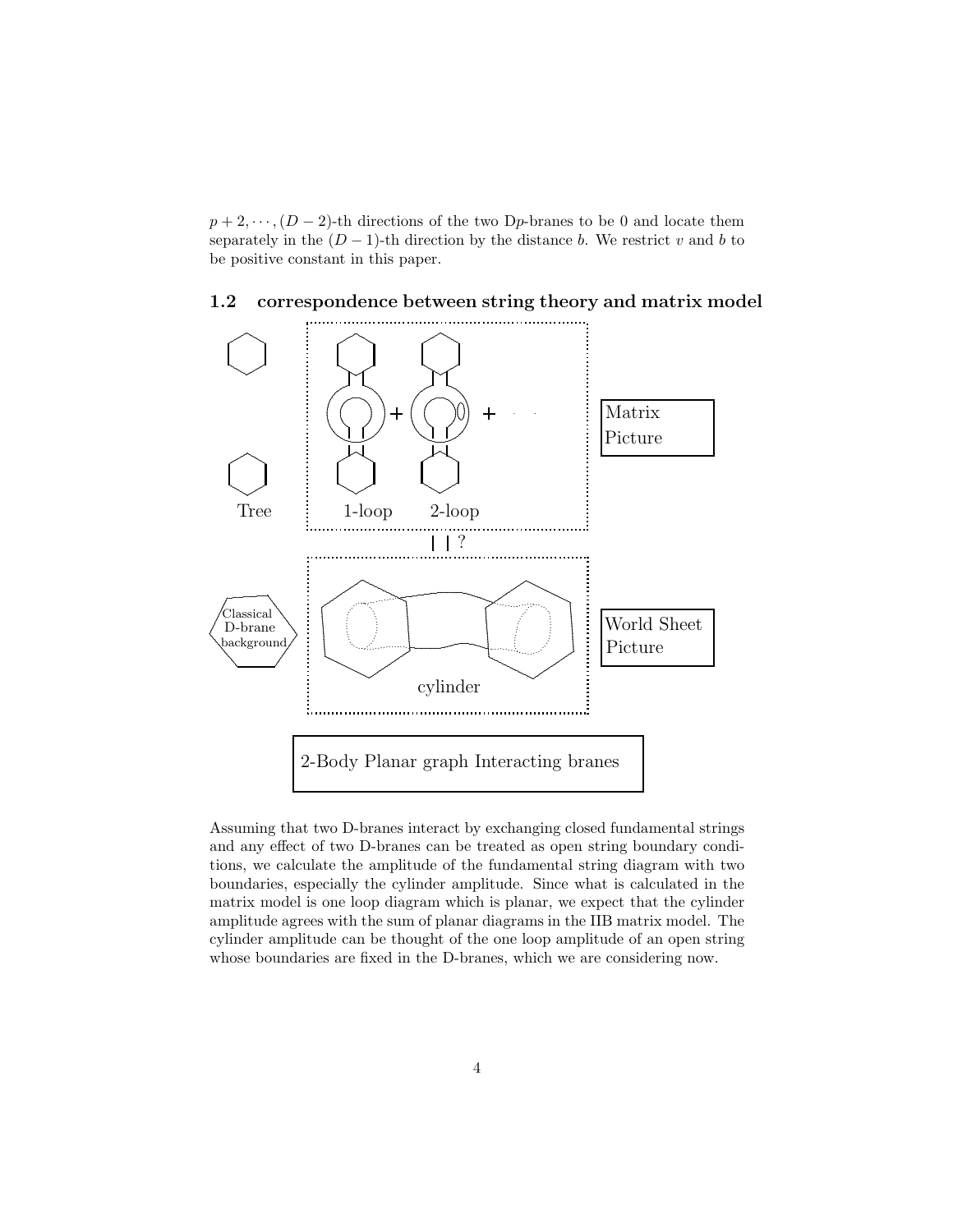$p+2, \cdots, (D-2)$-th directions of the two D$p$-branes to be 0 and locate them separately in the $(D-1)$-th direction by the distance $b$. We restrict $v$ and $b$ to be positive constant in this paper.

### 1.2 correspondence between string theory and matrix model

Assuming that two D-branes interact by exchanging closed fundamental strings and any effect of two D-branes can be treated as open string boundary conditions, we calculate the amplitude of the fundamental string diagram with two boundaries, especially the cylinder amplitude. Since what is calculated in the matrix model is one loop diagram which is planar, we expect that the cylinder amplitude agrees with the sum of planar diagrams in the IIB matrix model. The cylinder amplitude can be thought of the one loop amplitude of an open string whose boundaries are fixed in the D-branes, which we are considering now.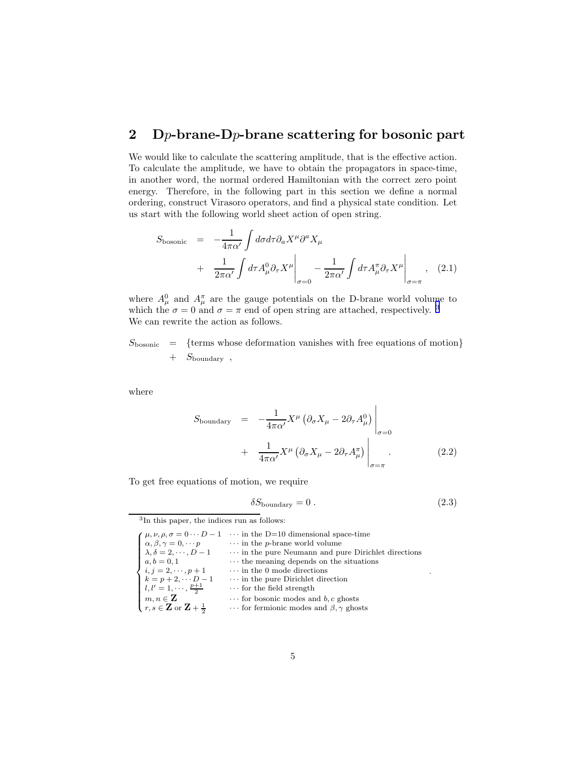## 2 D$p$-brane-D$p$-brane scattering for bosonic part

We would like to calculate the scattering amplitude, that is the effective action. To calculate the amplitude, we have to obtain the propagators in space-time, in another word, the normal ordered Hamiltonian with the correct zero point energy. Therefore, in the following part in this section we define a normal ordering, construct Virasoro operators, and find a physical state condition. Let us start with the following world sheet action of open string.

$$
\begin{aligned}
S_{\text{bosonic}} &= -\frac{1}{4\pi\alpha'}\int d\sigma d\tau \partial_a X^\mu \partial^a X_\mu \\
&+ \frac{1}{2\pi\alpha'}\int d\tau A^0_\mu \partial_\tau X^\mu \Big|_{\sigma=0} - \frac{1}{2\pi\alpha'}\int d\tau A^\pi_\mu \partial_\tau X^\mu \Big|_{\sigma=\pi} , \quad (2.1)
\end{aligned}
$$

where $A^0_\mu$ and $A^\pi_\mu$ are the gauge potentials on the D-brane world volume to which the $\sigma = 0$ and $\sigma = \pi$ end of open string are attached, respectively. [3] We can rewrite the action as follows.

$$
\begin{aligned}
S_{\text{bosonic}} &= \{\text{terms whose deformation vanishes with free equations of motion}\} \\
&+ S_{\text{boundary}} ,
\end{aligned}
$$

where

$$
\begin{aligned}
S_{\text{boundary}} &= -\frac{1}{4\pi\alpha'} X^\mu \left(\partial_\sigma X_\mu - 2\partial_\tau A^0_\mu\right)\Big|_{\sigma=0} \\
&+ \frac{1}{4\pi\alpha'} X^\mu \left(\partial_\sigma X_\mu - 2\partial_\tau A^\pi_\mu\right)\Big|_{\sigma=\pi} . \quad (2.2)
\end{aligned}
$$

To get free equations of motion, we require

$$
\delta S_{\text{boundary}} = 0 . \quad (2.3)
$$

[3] In this paper, the indices run as follows:

$$
\begin{cases}
\mu,\nu,\rho,\sigma = 0\cdots D-1 & \cdots \text{ in the D=10 dimensional space-time} \\
\alpha,\beta,\gamma = 0,\cdots p & \cdots \text{ in the } p\text{-brane world volume} \\
\lambda,\delta = 2,\cdots,D-1 & \cdots \text{ in the pure Neumann and pure Dirichlet directions} \\
a,b = 0,1 & \cdots \text{ the meaning depends on the situations} \\
i,j = 2,\cdots,p+1 & \cdots \text{ in the 0 mode directions} \\
k = p+2,\cdots D-1 & \cdots \text{ in the pure Dirichlet direction} \\
l,l' = 1,\cdots,\frac{p+1}{2} & \cdots \text{ for the field strength} \\
m,n \in \mathbf{Z} & \cdots \text{ for bosonic modes and } b,c \text{ ghosts} \\
r,s \in \mathbf{Z} \text{ or } \mathbf{Z}+\frac{1}{2} & \cdots \text{ for fermionic modes and } \beta,\gamma \text{ ghosts}
\end{cases}
$$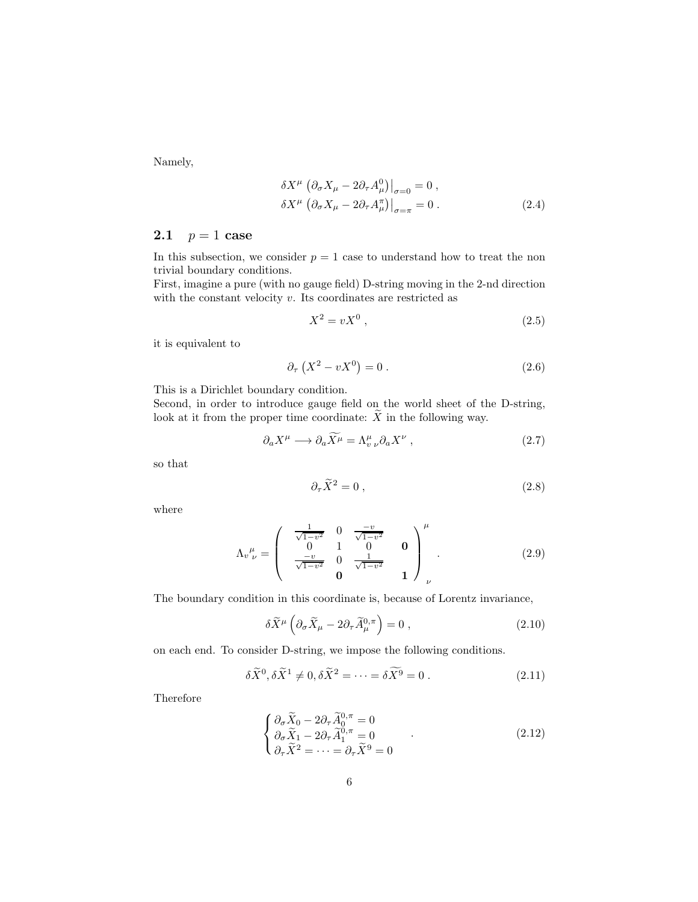Namely,

$$
\begin{aligned}
\delta X^\mu \left(\partial_\sigma X_\mu - 2\partial_\tau A^0_\mu\right)\big|_{\sigma=0} &= 0 \ , \\
\delta X^\mu \left(\partial_\sigma X_\mu - 2\partial_\tau A^\pi_\mu\right)\big|_{\sigma=\pi} &= 0 \ .
\end{aligned} \tag{2.4}
$$

## 2.1 $p = 1$ case

In this subsection, we consider $p = 1$ case to understand how to treat the non trivial boundary conditions.
First, imagine a pure (with no gauge field) D-string moving in the 2-nd direction with the constant velocity $v$. Its coordinates are restricted as

$$
X^2 = vX^0 \ , \tag{2.5}
$$

it is equivalent to

$$
\partial_\tau \left(X^2 - vX^0\right) = 0 \ . \tag{2.6}
$$

This is a Dirichlet boundary condition.
Second, in order to introduce gauge field on the world sheet of the D-string, look at it from the proper time coordinate: $\widetilde{X}$ in the following way.

$$
\partial_a X^\mu \longrightarrow \partial_a \widetilde{X^\mu} = \Lambda^\mu_{v\ \nu} \partial_a X^\nu \ , \tag{2.7}
$$

so that

$$
\partial_\tau \widetilde{X}^2 = 0 \ , \tag{2.8}
$$

where

$$
\Lambda_v{}^\mu{}_\nu = \begin{pmatrix} \frac{1}{\sqrt{1-v^2}} & 0 & \frac{-v}{\sqrt{1-v^2}} & \\ 0 & 1 & 0 & \mathbf{0} \\ \frac{-v}{\sqrt{1-v^2}} & 0 & \frac{1}{\sqrt{1-v^2}} & \\ & \mathbf{0} & & \mathbf{1} \end{pmatrix}^\mu_{\ \ \nu} \ . \tag{2.9}
$$

The boundary condition in this coordinate is, because of Lorentz invariance,

$$
\delta \widetilde{X}^\mu \left(\partial_\sigma \widetilde{X}_\mu - 2\partial_\tau \widetilde{A}^{0,\pi}_\mu\right) = 0 \ , \tag{2.10}
$$

on each end. To consider D-string, we impose the following conditions.

$$
\delta \widetilde{X}^0, \delta \widetilde{X}^1 \neq 0, \delta \widetilde{X}^2 = \cdots = \delta \widetilde{X^9} = 0 \ . \tag{2.11}
$$

Therefore

$$
\begin{cases} \partial_\sigma \widetilde{X}_0 - 2\partial_\tau \widetilde{A}^{0,\pi}_0 = 0 \\ \partial_\sigma \widetilde{X}_1 - 2\partial_\tau \widetilde{A}^{0,\pi}_1 = 0 \\ \partial_\tau \widetilde{X}^2 = \cdots = \partial_\tau \widetilde{X}^9 = 0 \end{cases} . \tag{2.12}
$$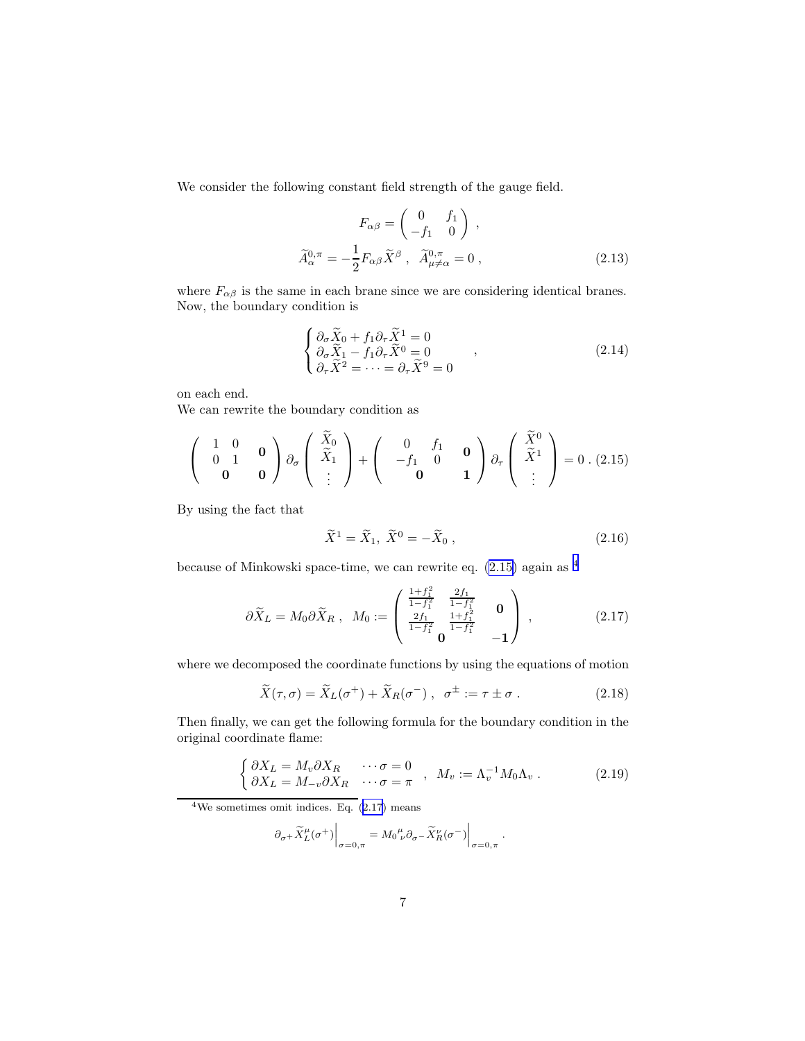We consider the following constant field strength of the gauge field.

$$
\begin{aligned}
F_{\alpha\beta} &= \begin{pmatrix} 0 & f_1 \\ -f_1 & 0 \end{pmatrix} , \\
\widetilde{A}^{0,\pi}_{\alpha} &= -\frac{1}{2} F_{\alpha\beta} \widetilde{X}^{\beta} , \ \ \widetilde{A}^{0,\pi}_{\mu \neq \alpha} = 0 ,
\end{aligned}
\tag{2.13}
$$

where $F_{\alpha\beta}$ is the same in each brane since we are considering identical branes. Now, the boundary condition is

$$
\begin{cases}
\partial_\sigma \widetilde{X}_0 + f_1 \partial_\tau \widetilde{X}^1 = 0 \\
\partial_\sigma \widetilde{X}_1 - f_1 \partial_\tau \widetilde{X}^0 = 0 \\
\partial_\tau \widetilde{X}^2 = \cdots = \partial_\tau \widetilde{X}^9 = 0
\end{cases} ,
\tag{2.14}
$$

on each end.

We can rewrite the boundary condition as

$$
\begin{pmatrix} \begin{matrix} 1 & 0 \\ 0 & 1 \end{matrix} & \mathbf{0} \\ \mathbf{0} & \mathbf{0} \end{pmatrix} \partial_\sigma \begin{pmatrix} \widetilde{X}_0 \\ \widetilde{X}_1 \\ \vdots \end{pmatrix} + \begin{pmatrix} \begin{matrix} 0 & f_1 \\ -f_1 & 0 \end{matrix} & \mathbf{0} \\ \mathbf{0} & \mathbf{1} \end{pmatrix} \partial_\tau \begin{pmatrix} \widetilde{X}^0 \\ \widetilde{X}^1 \\ \vdots \end{pmatrix} = 0 \, . \tag{2.15}
$$

By using the fact that

$$
\widetilde{X}^1 = \widetilde{X}_1, \ \widetilde{X}^0 = -\widetilde{X}_0 , \tag{2.16}
$$

because of Minkowski space-time, we can rewrite eq. (2.15) again as [4]

$$
\partial \widetilde{X}_L = M_0 \partial \widetilde{X}_R , \ \ M_0 := \begin{pmatrix} \begin{matrix} \frac{1+f_1^2}{1-f_1^2} & \frac{2f_1}{1-f_1^2} \\ \frac{2f_1}{1-f_1^2} & \frac{1+f_1^2}{1-f_1^2} \end{matrix} & \mathbf{0} \\ \mathbf{0} & -\mathbf{1} \end{pmatrix} , \tag{2.17}
$$

where we decomposed the coordinate functions by using the equations of motion

$$
\widetilde{X}(\tau, \sigma) = \widetilde{X}_L(\sigma^+) + \widetilde{X}_R(\sigma^-) , \ \ \sigma^{\pm} := \tau \pm \sigma \, . \tag{2.18}
$$

Then finally, we can get the following formula for the boundary condition in the original coordinate flame:

$$
\begin{cases}
\partial X_L = M_v \partial X_R & \cdots \sigma = 0 \\
\partial X_L = M_{-v} \partial X_R & \cdots \sigma = \pi
\end{cases} , \ \ M_v := \Lambda_v^{-1} M_0 \Lambda_v \, . \tag{2.19}
$$

---

[4] We sometimes omit indices. Eq. (2.17) means

$$
\partial_{\sigma^+} \widetilde{X}^{\mu}_L(\sigma^+) \Big|_{\sigma = 0,\pi} = M_0{}^{\mu}{}_{\nu} \partial_{\sigma^-} \widetilde{X}^{\nu}_R(\sigma^-) \Big|_{\sigma = 0,\pi} .
$$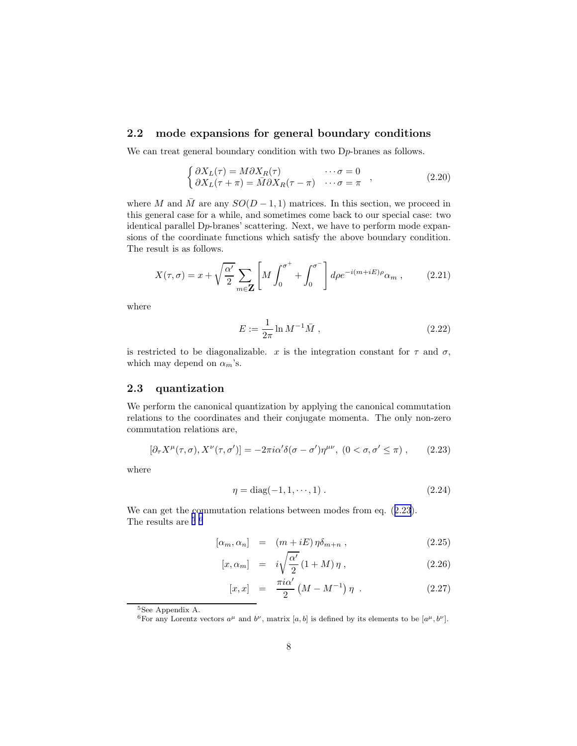### 2.2 mode expansions for general boundary conditions

We can treat general boundary condition with two D$p$-branes as follows.

$$
\begin{cases} \partial X_L(\tau) = M\partial X_R(\tau) & \cdots \sigma = 0 \\ \partial X_L(\tau+\pi) = \bar{M}\partial X_R(\tau-\pi) & \cdots \sigma = \pi \end{cases} , \tag{2.20}
$$

where $M$ and $\bar{M}$ are any $SO(D-1,1)$ matrices. In this section, we proceed in this general case for a while, and sometimes come back to our special case: two identical parallel D$p$-branes' scattering. Next, we have to perform mode expansions of the coordinate functions which satisfy the above boundary condition. The result is as follows.

$$
X(\tau,\sigma) = x + \sqrt{\frac{\alpha'}{2}} \sum_{m\in\mathbf{Z}} \left[ M\int_0^{\sigma^+} + \int_0^{\sigma^-} \right] d\rho e^{-i(m+iE)\rho} \alpha_m \ , \tag{2.21}
$$

where

$$
E := \frac{1}{2\pi} \ln M^{-1}\bar{M} \ , \tag{2.22}
$$

is restricted to be diagonalizable. $x$ is the integration constant for $\tau$ and $\sigma$, which may depend on $\alpha_m$'s.

### 2.3 quantization

We perform the canonical quantization by applying the canonical commutation relations to the coordinates and their conjugate momenta. The only non-zero commutation relations are,

$$
[\partial_\tau X^\mu(\tau,\sigma), X^\nu(\tau,\sigma')] = -2\pi i\alpha'\delta(\sigma-\sigma')\eta^{\mu\nu},\ (0<\sigma,\sigma'\leq\pi) \ , \tag{2.23}
$$

where

$$
\eta = \mathrm{diag}(-1,1,\cdots,1) \ . \tag{2.24}
$$

We can get the commutation relations between modes from eq. (2.23).
The results are [5] [6]

$$
[\alpha_m, \alpha_n] = (m+iE)\,\eta\delta_{m+n} \ , \tag{2.25}
$$

$$
[x, \alpha_m] = i\sqrt{\frac{\alpha'}{2}}\,(1+M)\,\eta \ , \tag{2.26}
$$

$$
[x, x] = \frac{\pi i\alpha'}{2}\left(M - M^{-1}\right)\eta \ . \tag{2.27}
$$

---

[5] See Appendix A.

[6] For any Lorentz vectors $a^\mu$ and $b^\nu$, matrix $[a,b]$ is defined by its elements to be $[a^\mu, b^\nu]$.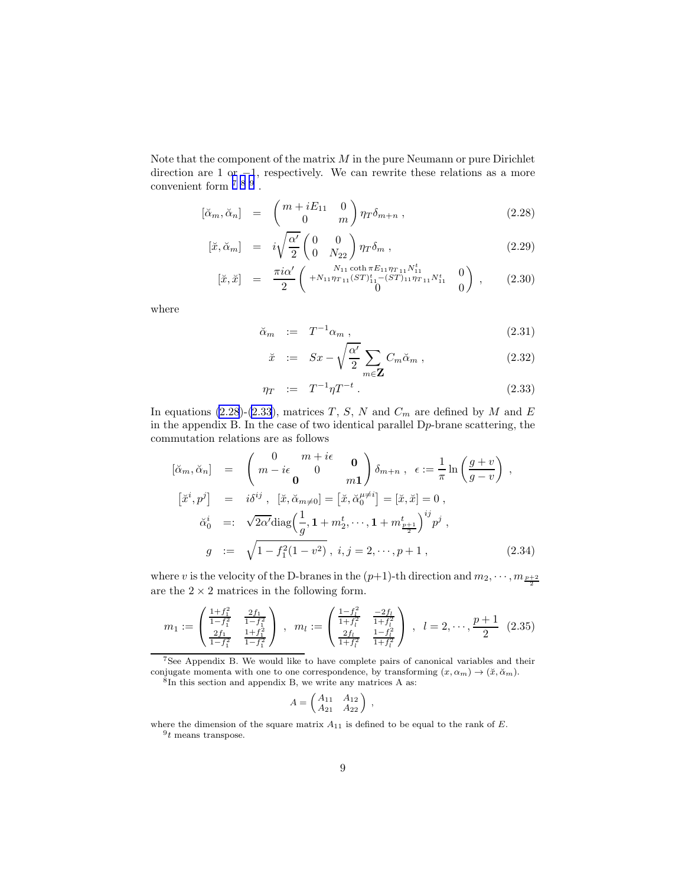Note that the component of the matrix $M$ in the pure Neumann or pure Dirichlet direction are 1 or $-1$, respectively. We can rewrite these relations as a more convenient form [7] [8] [9] .

$$[\breve{\alpha}_m, \breve{\alpha}_n] = \begin{pmatrix} m + iE_{11} & 0 \\ 0 & m \end{pmatrix} \eta_T \delta_{m+n} , \tag{2.28}$$

$$[\breve{x}, \breve{\alpha}_m] = i\sqrt{\frac{\alpha'}{2}} \begin{pmatrix} 0 & 0 \\ 0 & N_{22} \end{pmatrix} \eta_T \delta_m , \tag{2.29}$$

$$[\breve{x}, \breve{x}] = \frac{\pi i \alpha'}{2} \begin{pmatrix} \begin{smallmatrix} N_{11} \coth \pi E_{11} \eta_{T\,11} N_{11}^t \\ + N_{11} \eta_{T\,11} (ST)_{11}^t - (ST)_{11} \eta_{T\,11} N_{11}^t \end{smallmatrix} & 0 \\ 0 & 0 \end{pmatrix} , \tag{2.30}$$

where

$$\breve{\alpha}_m := T^{-1} \alpha_m , \tag{2.31}$$

$$\breve{x} := Sx - \sqrt{\frac{\alpha'}{2}} \sum_{m \in \mathbf{Z}} C_m \breve{\alpha}_m , \tag{2.32}$$

$$\eta_T := T^{-1} \eta T^{-t} . \tag{2.33}$$

In equations (2.28)-(2.33), matrices $T$, $S$, $N$ and $C_m$ are defined by $M$ and $E$ in the appendix B. In the case of two identical parallel D$p$-brane scattering, the commutation relations are as follows

$$\begin{aligned}
[\breve{\alpha}_m, \breve{\alpha}_n] &= \begin{pmatrix} 0 & m + i\epsilon & \mathbf{0} \\ m - i\epsilon & 0 & \\ \mathbf{0} & & m\mathbf{1} \end{pmatrix} \delta_{m+n} , \quad \epsilon := \frac{1}{\pi} \ln\left(\frac{g+v}{g-v}\right) , \\
\left[\breve{x}^i, p^j\right] &= i\delta^{ij} , \quad [\breve{x}, \breve{\alpha}_{m\neq 0}] = \left[\breve{x}, \breve{\alpha}_0^{\mu \neq i}\right] = [\breve{x}, \breve{x}] = 0 , \\
\breve{\alpha}_0^i &=: \sqrt{2\alpha'} \mathrm{diag}\left(\frac{1}{g}, \mathbf{1} + m_2^t, \cdots, \mathbf{1} + m_{\frac{p+1}{2}}^t\right)^{ij} p^j , \\
g &:= \sqrt{1 - f_1^2(1 - v^2)} , \; i, j = 2, \cdots, p+1 ,
\end{aligned} \tag{2.34}$$

where $v$ is the velocity of the D-branes in the ($p$+1)-th direction and $m_2, \cdots, m_{\frac{p+2}{2}}$ are the $2 \times 2$ matrices in the following form.

$$m_1 := \begin{pmatrix} \frac{1+f_1^2}{1-f_1^2} & \frac{2f_1}{1-f_1^2} \\ \frac{2f_1}{1-f_1^2} & \frac{1+f_1^2}{1-f_1^2} \end{pmatrix} , \quad m_l := \begin{pmatrix} \frac{1-f_l^2}{1+f_l^2} & \frac{-2f_l}{1+f_l^2} \\ \frac{2f_l}{1+f_l^2} & \frac{1-f_l^2}{1+f_l^2} \end{pmatrix} , \quad l = 2, \cdots, \frac{p+1}{2} \tag{2.35}$$

---

[7] See Appendix B. We would like to have complete pairs of canonical variables and their conjugate momenta with one to one correspondence, by transforming $(x, \alpha_m) \to (\breve{x}, \breve{\alpha}_m)$.

[8] In this section and appendix B, we write any matrices A as:

$$A = \begin{pmatrix} A_{11} & A_{12} \\ A_{21} & A_{22} \end{pmatrix} ,$$

where the dimension of the square matrix $A_{11}$ is defined to be equal to the rank of $E$.

[9] $t$ means transpose.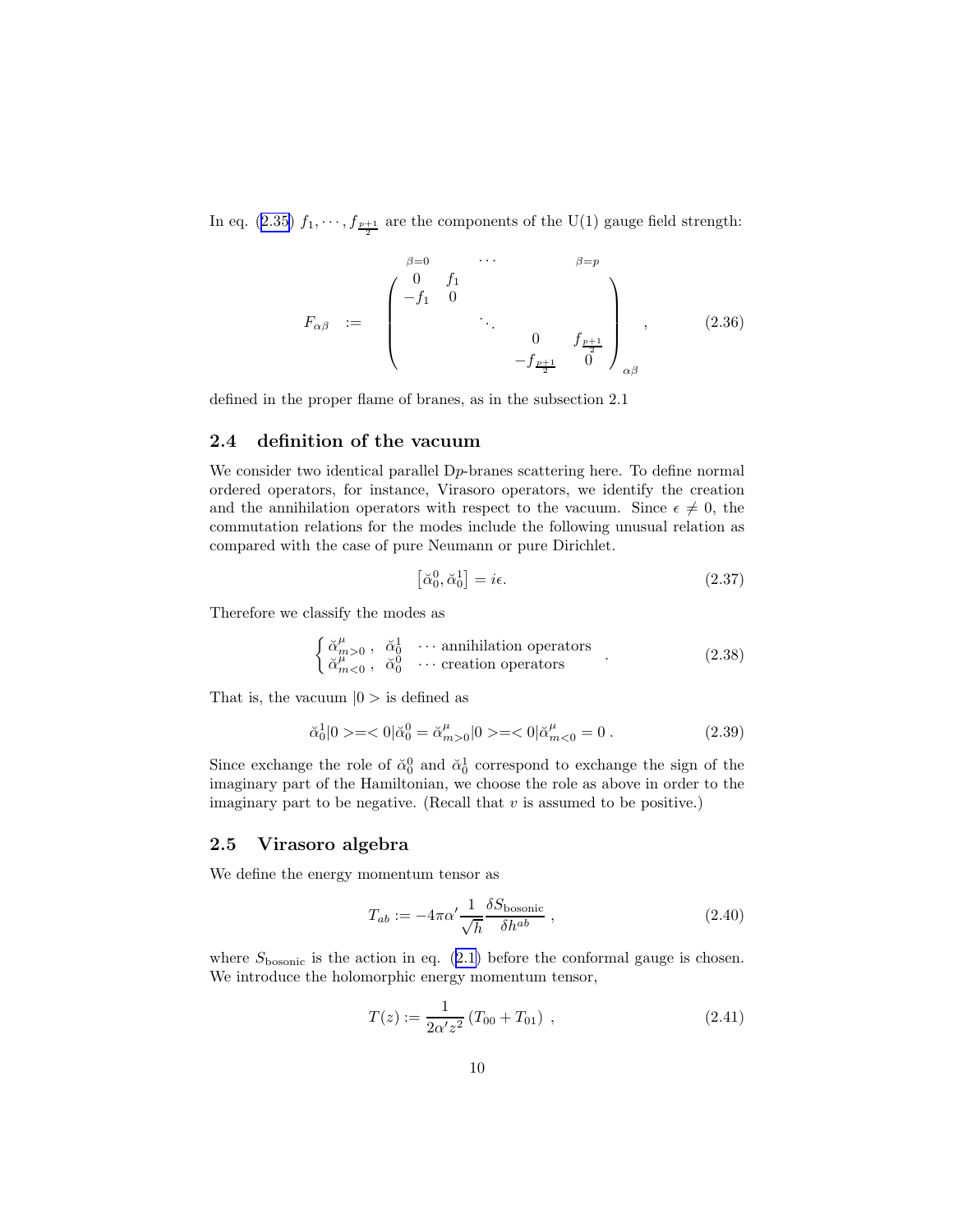In eq. (2.35) $f_1, \cdots, f_{\frac{p+1}{2}}$ are the components of the U(1) gauge field strength:

$$
F_{\alpha\beta} \quad := \quad \begin{pmatrix} 0 & f_1 & & & \\ -f_1 & 0 & & & \\ & & \ddots & & \\ & & & 0 & f_{\frac{p+1}{2}} \\ & & & -f_{\frac{p+1}{2}} & 0 \end{pmatrix}_{\alpha\beta} , \tag{2.36}
$$

where the columns are labelled $\beta=0, \cdots, \beta=p$, defined in the proper flame of branes, as in the subsection 2.1

## 2.4 definition of the vacuum

We consider two identical parallel D$p$-branes scattering here. To define normal ordered operators, for instance, Virasoro operators, we identify the creation and the annihilation operators with respect to the vacuum. Since $\epsilon \neq 0$, the commutation relations for the modes include the following unusual relation as compared with the case of pure Neumann or pure Dirichlet.

$$
\left[\breve{\alpha}_0^0, \breve{\alpha}_0^1\right] = i\epsilon. \tag{2.37}
$$

Therefore we classify the modes as

$$
\begin{cases} \breve{\alpha}^\mu_{m>0} \,, \;\; \breve{\alpha}^1_0 & \cdots \text{ annihilation operators} \\ \breve{\alpha}^\mu_{m<0} \,, \;\; \breve{\alpha}^0_0 & \cdots \text{ creation operators} \end{cases} . \tag{2.38}
$$

That is, the vacuum $|0>$ is defined as

$$
\breve{\alpha}_0^1|0>=<0|\breve{\alpha}_0^0 = \breve{\alpha}^\mu_{m>0}|0>=<0|\breve{\alpha}^\mu_{m<0} = 0 \,. \tag{2.39}
$$

Since exchange the role of $\breve{\alpha}_0^0$ and $\breve{\alpha}_0^1$ correspond to exchange the sign of the imaginary part of the Hamiltonian, we choose the role as above in order to the imaginary part to be negative. (Recall that $v$ is assumed to be positive.)

## 2.5 Virasoro algebra

We define the energy momentum tensor as

$$
T_{ab} := -4\pi\alpha' \frac{1}{\sqrt{h}} \frac{\delta S_{\text{bosonic}}}{\delta h^{ab}} \,, \tag{2.40}
$$

where $S_{\text{bosonic}}$ is the action in eq. (2.1) before the conformal gauge is chosen. We introduce the holomorphic energy momentum tensor,

$$
T(z) := \frac{1}{2\alpha' z^2} \left(T_{00} + T_{01}\right) \,, \tag{2.41}
$$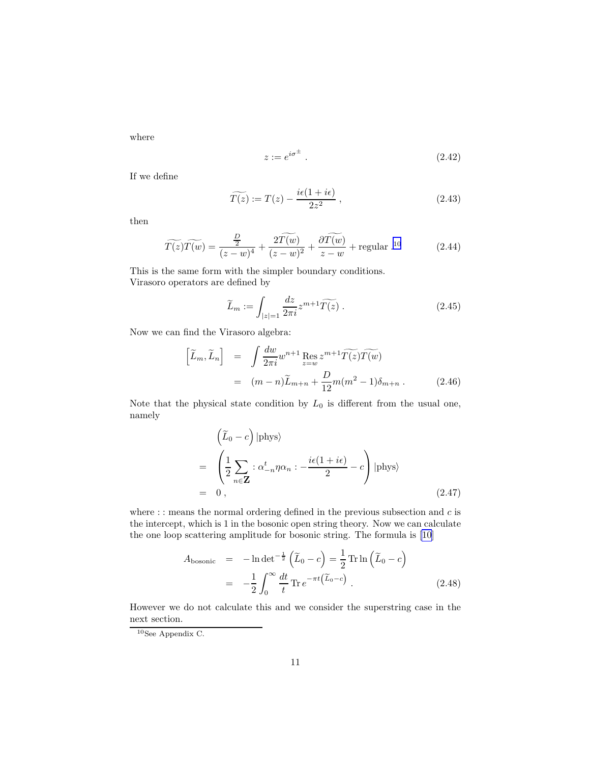where

$$
z := e^{i\sigma^{\pm}} . \tag{2.42}
$$

If we define

$$
\widetilde{T(z)} := T(z) - \frac{i\epsilon(1+i\epsilon)}{2z^2} , \tag{2.43}
$$

then

$$
\widetilde{T(z)}\widetilde{T(w)} = \frac{\frac{D}{2}}{(z-w)^4} + \frac{2\widetilde{T(w)}}{(z-w)^2} + \frac{\partial \widetilde{T(w)}}{z-w} + \text{regular .}^{10} \tag{2.44}
$$

This is the same form with the simpler boundary conditions.
Virasoro operators are defined by

$$
\widetilde{L}_m := \int_{|z|=1} \frac{dz}{2\pi i} z^{m+1} \widetilde{T(z)} . \tag{2.45}
$$

Now we can find the Virasoro algebra:

$$
\begin{aligned}
\left[\widetilde{L}_m, \widetilde{L}_n\right] &= \int \frac{dw}{2\pi i} w^{n+1} \operatorname*{Res}_{z=w} z^{m+1} \widetilde{T(z)}\widetilde{T(w)} \\
&= (m-n)\widetilde{L}_{m+n} + \frac{D}{12} m(m^2-1)\delta_{m+n} .
\end{aligned} \tag{2.46}
$$

Note that the physical state condition by $L_0$ is different from the usual one, namely

$$
\begin{aligned}
& \left(\widetilde{L}_0 - c\right)|\text{phys}\rangle \\
= & \left(\frac{1}{2}\sum_{n\in\mathbf{Z}} :\alpha^t_{-n}\eta\alpha_n: - \frac{i\epsilon(1+i\epsilon)}{2} - c\right)|\text{phys}\rangle \\
= & \; 0 ,
\end{aligned} \tag{2.47}
$$

where : : means the normal ordering defined in the previous subsection and $c$ is the intercept, which is 1 in the bosonic open string theory. Now we can calculate the one loop scattering amplitude for bosonic string. The formula is [10]

$$
\begin{aligned}
A_{\text{bosonic}} &= -\ln\det{}^{-\frac{1}{2}}\left(\widetilde{L}_0 - c\right) = \frac{1}{2}\operatorname{Tr}\ln\left(\widetilde{L}_0 - c\right) \\
&= -\frac{1}{2}\int_0^\infty \frac{dt}{t} \operatorname{Tr} e^{-\pi t\left(\widetilde{L}_0 - c\right)} .
\end{aligned} \tag{2.48}
$$

However we do not calculate this and we consider the superstring case in the next section.

---

[10] See Appendix C.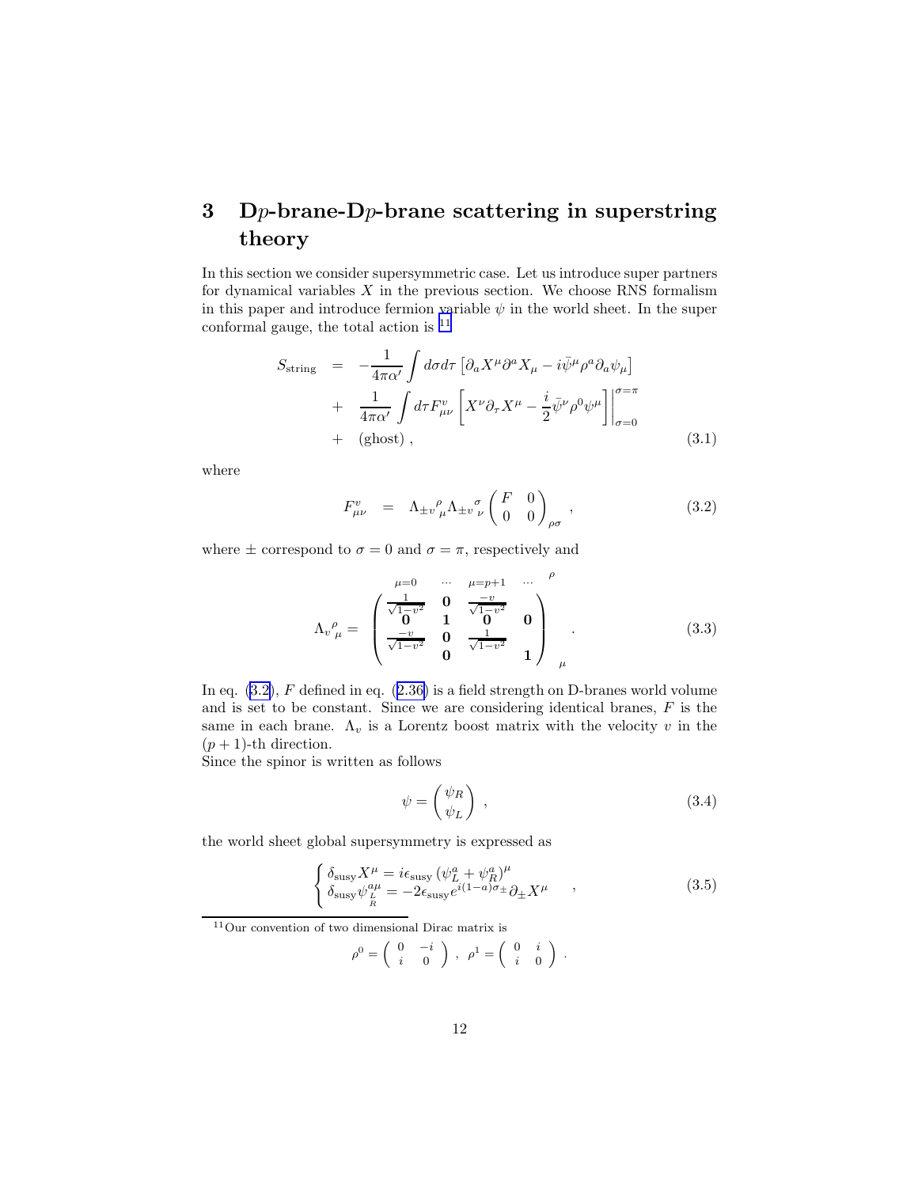# 3 D$p$-brane-D$p$-brane scattering in superstring theory

In this section we consider supersymmetric case. Let us introduce super partners for dynamical variables $X$ in the previous section. We choose RNS formalism in this paper and introduce fermion variable $\psi$ in the world sheet. In the super conformal gauge, the total action is [11]

$$
\begin{aligned}
S_{\text{string}} &= -\frac{1}{4\pi\alpha'}\int d\sigma d\tau \left[\partial_a X^\mu \partial^a X_\mu - i\bar{\psi}^\mu \rho^a \partial_a \psi_\mu\right] \\
&+ \frac{1}{4\pi\alpha'}\int d\tau F^v_{\mu\nu}\left[X^\nu \partial_\tau X^\mu - \frac{i}{2}\bar{\psi}^\nu \rho^0 \psi^\mu\right]\Bigg|_{\sigma=0}^{\sigma=\pi} \\
&+ \text{(ghost)}\,, 
\end{aligned}
\tag{3.1}
$$

where

$$
F^v_{\mu\nu} = \Lambda_{\pm v}{}^{\rho}{}_{\mu}\Lambda_{\pm v}{}^{\sigma}{}_{\nu}\begin{pmatrix} F & 0 \\ 0 & 0 \end{pmatrix}_{\rho\sigma}\,, \tag{3.2}
$$

where $\pm$ correspond to $\sigma = 0$ and $\sigma = \pi$, respectively and

$$
\Lambda_v{}^{\rho}{}_{\mu} = \overset{\qquad\mu=0 \qquad \cdots \qquad \mu=p+1 \qquad \cdots}{\begin{pmatrix} \frac{1}{\sqrt{1-v^2}} & \mathbf{0} & \frac{-v}{\sqrt{1-v^2}} & \\ \mathbf{0} & \mathbf{1} & \mathbf{0} & \mathbf{0} \\ \frac{-v}{\sqrt{1-v^2}} & \mathbf{0} & \frac{1}{\sqrt{1-v^2}} & \\ & \mathbf{0} & & \mathbf{1} \end{pmatrix}}{}^{\rho}{}_{\mu}\,. \tag{3.3}
$$

In eq. (3.2), $F$ defined in eq. (2.36) is a field strength on D-branes world volume and is set to be constant. Since we are considering identical branes, $F$ is the same in each brane. $\Lambda_v$ is a Lorentz boost matrix with the velocity $v$ in the $(p+1)$-th direction.

Since the spinor is written as follows

$$
\psi = \begin{pmatrix} \psi_R \\ \psi_L \end{pmatrix}\,, \tag{3.4}
$$

the world sheet global supersymmetry is expressed as

$$
\begin{cases}
\delta_{\text{susy}} X^\mu = i\epsilon_{\text{susy}}\,(\psi^a_L + \psi^a_R)^\mu \\
\delta_{\text{susy}} \psi^{a\mu}_{\substack{L\\R}} = -2\epsilon_{\text{susy}} e^{i(1-a)\sigma_\pm}\partial_\pm X^\mu
\end{cases}\,, \tag{3.5}
$$

[11] Our convention of two dimensional Dirac matrix is

$$
\rho^0 = \begin{pmatrix} 0 & -i \\ i & 0 \end{pmatrix}\,,\ \ \rho^1 = \begin{pmatrix} 0 & i \\ i & 0 \end{pmatrix}\,.
$$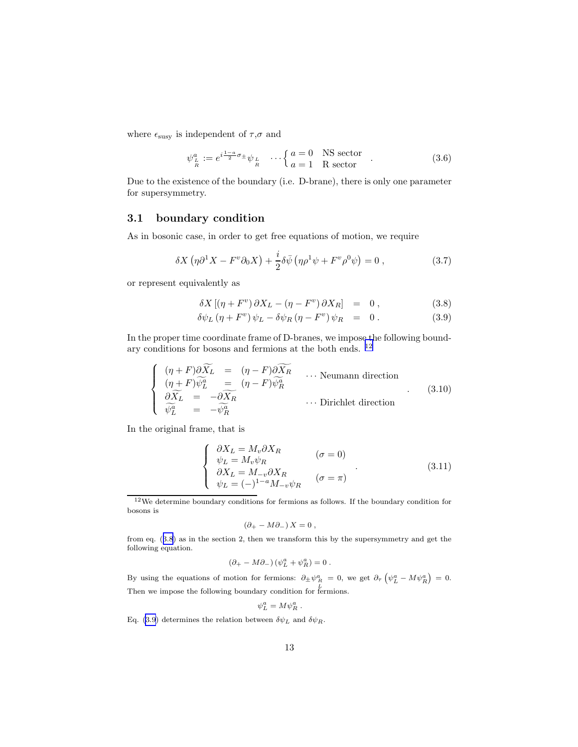where $\epsilon_{\rm susy}$ is independent of $\tau$,$\sigma$ and

$$\psi^a_{\substack{L\\R}} := e^{i\frac{1-a}{2}\sigma_\pm}\psi_{\substack{L\\R}} \quad \cdots \begin{cases} a=0 & \text{NS sector} \\ a=1 & \text{R sector} \end{cases} . \tag{3.6}$$

Due to the existence of the boundary (i.e. D-brane), there is only one parameter for supersymmetry.

### 3.1 boundary condition

As in bosonic case, in order to get free equations of motion, we require

$$\delta X\left(\eta\partial^1 X - F^v\partial_0 X\right) + \frac{i}{2}\delta\bar{\psi}\left(\eta\rho^1\psi + F^v\rho^0\psi\right) = 0\ , \tag{3.7}$$

or represent equivalently as

$$\delta X\left[\left(\eta+F^v\right)\partial X_L - \left(\eta - F^v\right)\partial X_R\right] = 0\ , \tag{3.8}$$

$$\delta\psi_L\left(\eta+F^v\right)\psi_L - \delta\psi_R\left(\eta-F^v\right)\psi_R = 0\ . \tag{3.9}$$

In the proper time coordinate frame of D-branes, we impose the following boundary conditions for bosons and fermions at the both ends. [12]

$$\begin{cases} (\eta+F)\partial\widetilde{X_L} = (\eta-F)\partial\widetilde{X_R} \\ (\eta+F)\widetilde{\psi^a_L} = (\eta-F)\widetilde{\psi^a_R} \end{cases} \cdots \text{Neumann direction} \qquad \begin{cases} \partial\widetilde{X_L} = -\partial\widetilde{X_R} \\ \widetilde{\psi^a_L} = -\widetilde{\psi^a_R} \end{cases} \cdots \text{Dirichlet direction} \ . \tag{3.10}$$

In the original frame, that is

$$\begin{cases} \partial X_L = M_v\partial X_R \\ \psi_L = M_v\psi_R \end{cases} (\sigma=0) \qquad \begin{cases} \partial X_L = M_{-v}\partial X_R \\ \psi_L = (-)^{1-a}M_{-v}\psi_R \end{cases} (\sigma=\pi) \ . \tag{3.11}$$

---

[12] We determine boundary conditions for fermions as follows. If the boundary condition for bosons is

$$\left(\partial_+ - M\partial_-\right)X = 0\ ,$$

from eq. (3.8) as in the section 2, then we transform this by the supersymmetry and get the following equation.

$$\left(\partial_+ - M\partial_-\right)\left(\psi^a_L + \psi^a_R\right) = 0\ .$$

By using the equations of motion for fermions: $\partial_\pm\psi^a_{\substack{R\\L}} = 0$, we get $\partial_\tau\left(\psi^a_L - M\psi^a_R\right) = 0$. Then we impose the following boundary condition for fermions.

$$\psi^a_L = M\psi^a_R\ .$$

Eq. (3.9) determines the relation between $\delta\psi_L$ and $\delta\psi_R$.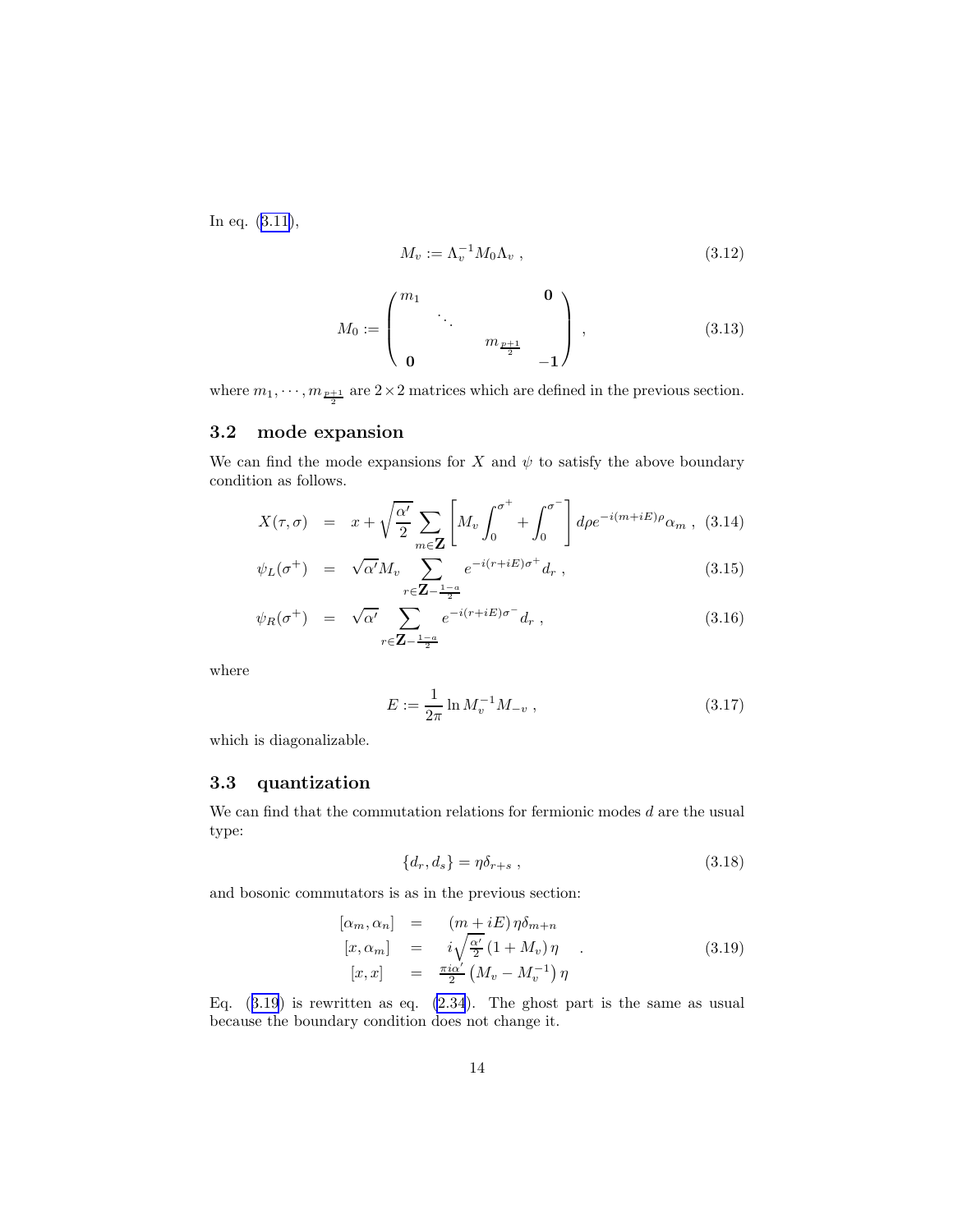In eq. (3.11),

$$M_v := \Lambda_v^{-1} M_0 \Lambda_v \ , \tag{3.12}$$

$$M_0 := \begin{pmatrix} m_1 & & & \mathbf{0} \\ & \ddots & & \\ & & m_{\frac{p+1}{2}} & \\ \mathbf{0} & & & -\mathbf{1} \end{pmatrix} \ , \tag{3.13}$$

where $m_1, \cdots, m_{\frac{p+1}{2}}$ are $2 \times 2$ matrices which are defined in the previous section.

### 3.2 mode expansion

We can find the mode expansions for $X$ and $\psi$ to satisfy the above boundary condition as follows.

$$X(\tau, \sigma) = x + \sqrt{\frac{\alpha'}{2}} \sum_{m \in \mathbf{Z}} \left[ M_v \int_0^{\sigma^+} + \int_0^{\sigma^-} \right] d\rho e^{-i(m+iE)\rho} \alpha_m \ , \tag{3.14}$$

$$\psi_L(\sigma^+) = \sqrt{\alpha'} M_v \sum_{r \in \mathbf{Z} - \frac{1-a}{2}} e^{-i(r+iE)\sigma^+} d_r \ , \tag{3.15}$$

$$\psi_R(\sigma^+) = \sqrt{\alpha'} \sum_{r \in \mathbf{Z} - \frac{1-a}{2}} e^{-i(r+iE)\sigma^-} d_r \ , \tag{3.16}$$

where

$$E := \frac{1}{2\pi} \ln M_v^{-1} M_{-v} \ , \tag{3.17}$$

which is diagonalizable.

### 3.3 quantization

We can find that the commutation relations for fermionic modes $d$ are the usual type:

$$\{d_r, d_s\} = \eta \delta_{r+s} \ , \tag{3.18}$$

and bosonic commutators is as in the previous section:

$$\begin{array}{rcl} [\alpha_m, \alpha_n] & = & (m + iE) \eta \delta_{m+n} \\ [x, \alpha_m] & = & i\sqrt{\frac{\alpha'}{2}} (1 + M_v) \eta \\ [x, x] & = & \frac{\pi i \alpha'}{2} \left( M_v - M_v^{-1} \right) \eta \end{array} \ . \tag{3.19}$$

Eq. (3.19) is rewritten as eq. (2.34). The ghost part is the same as usual because the boundary condition does not change it.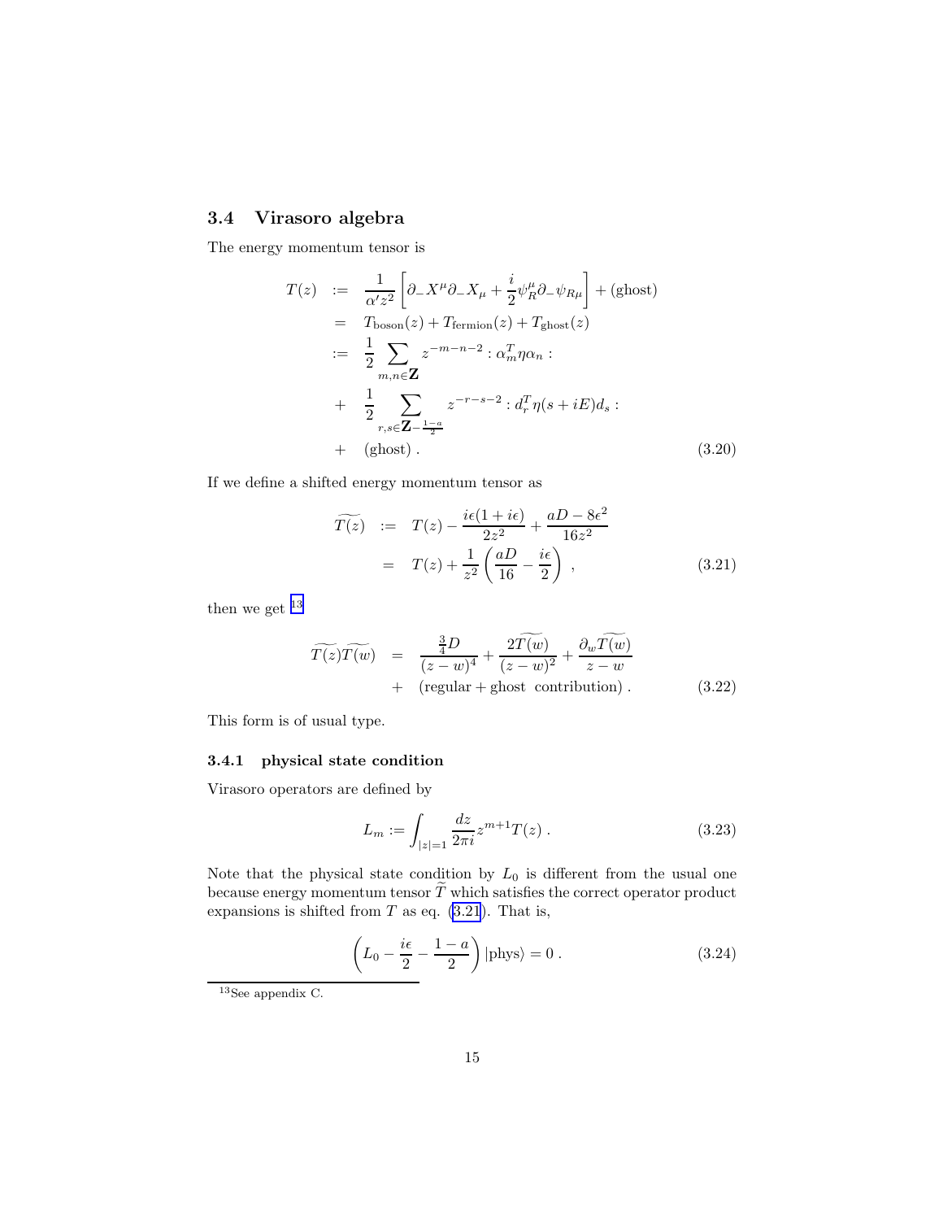### 3.4 Virasoro algebra

The energy momentum tensor is

$$
\begin{aligned}
T(z) &:= \frac{1}{\alpha' z^2}\left[\partial_- X^\mu \partial_- X_\mu + \frac{i}{2}\psi_R^\mu \partial_- \psi_{R\mu}\right] + (\text{ghost}) \\
&= T_{\text{boson}}(z) + T_{\text{fermion}}(z) + T_{\text{ghost}}(z) \\
&:= \frac{1}{2}\sum_{m,n\in\mathbf{Z}} z^{-m-n-2} : \alpha_m^T \eta \alpha_n : \\
&+ \frac{1}{2}\sum_{r,s\in\mathbf{Z}-\frac{1-a}{2}} z^{-r-s-2} : d_r^T \eta (s+iE) d_s : \\
&+ (\text{ghost}) .
\end{aligned}
\tag{3.20}
$$

If we define a shifted energy momentum tensor as

$$
\begin{aligned}
\widetilde{T(z)} &:= T(z) - \frac{i\epsilon(1+i\epsilon)}{2z^2} + \frac{aD - 8\epsilon^2}{16z^2} \\
&= T(z) + \frac{1}{z^2}\left(\frac{aD}{16} - \frac{i\epsilon}{2}\right) ,
\end{aligned}
\tag{3.21}
$$

then we get [13]

$$
\begin{aligned}
\widetilde{T(z)}\widetilde{T(w)} &= \frac{\frac{3}{4}D}{(z-w)^4} + \frac{2\widetilde{T(w)}}{(z-w)^2} + \frac{\partial_w \widetilde{T(w)}}{z-w} \\
&+ (\text{regular} + \text{ghost contribution}) .
\end{aligned}
\tag{3.22}
$$

This form is of usual type.

#### 3.4.1 physical state condition

Virasoro operators are defined by

$$
L_m := \int_{|z|=1} \frac{dz}{2\pi i} z^{m+1} T(z) . \tag{3.23}
$$

Note that the physical state condition by $L_0$ is different from the usual one because energy momentum tensor $\widetilde{T}$ which satisfies the correct operator product expansions is shifted from $T$ as eq. (3.21). That is,

$$
\left(L_0 - \frac{i\epsilon}{2} - \frac{1-a}{2}\right)|\text{phys}\rangle = 0 . \tag{3.24}
$$

[13] See appendix C.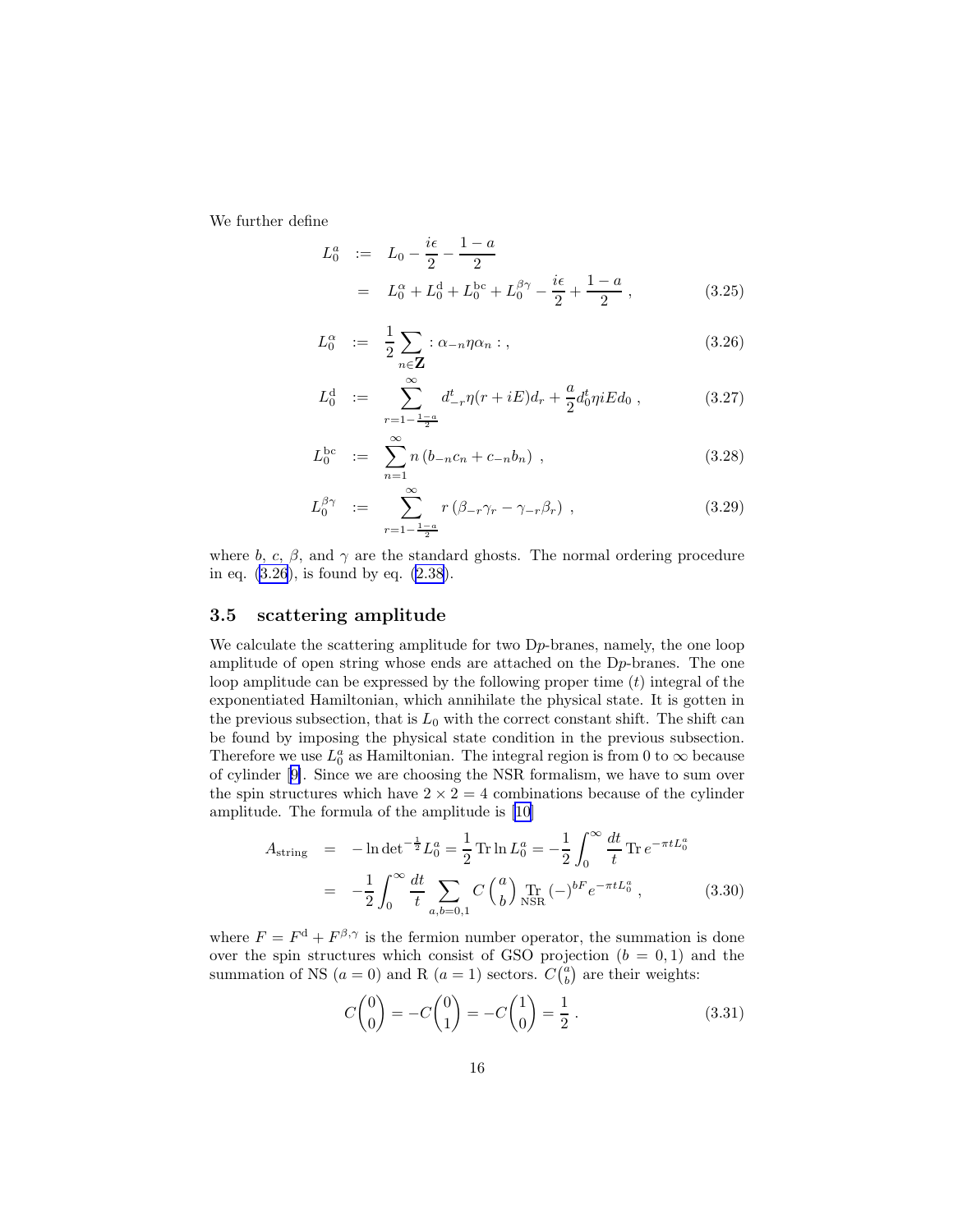We further define

$$
\begin{aligned}
L_0^a &:= L_0 - \frac{i\epsilon}{2} - \frac{1-a}{2} \\
&= L_0^\alpha + L_0^{\mathrm{d}} + L_0^{\mathrm{bc}} + L_0^{\beta\gamma} - \frac{i\epsilon}{2} + \frac{1-a}{2} \, ,
\end{aligned}
\tag{3.25}
$$

$$
L_0^\alpha := \frac{1}{2}\sum_{n\in\mathbf{Z}} : \alpha_{-n}\eta\alpha_n : \, , \tag{3.26}
$$

$$
L_0^{\mathrm{d}} := \sum_{r=1-\frac{1-a}{2}}^{\infty} d_{-r}^t \eta (r + iE) d_r + \frac{a}{2} d_0^t \eta i E d_0 \, , \tag{3.27}
$$

$$
L_0^{\mathrm{bc}} := \sum_{n=1}^{\infty} n \left( b_{-n}c_n + c_{-n}b_n \right) \, , \tag{3.28}
$$

$$
L_0^{\beta\gamma} := \sum_{r=1-\frac{1-a}{2}}^{\infty} r \left( \beta_{-r}\gamma_r - \gamma_{-r}\beta_r \right) \, , \tag{3.29}
$$

where $b$, $c$, $\beta$, and $\gamma$ are the standard ghosts. The normal ordering procedure in eq. (3.26), is found by eq. (2.38).

### 3.5 scattering amplitude

We calculate the scattering amplitude for two D$p$-branes, namely, the one loop amplitude of open string whose ends are attached on the D$p$-branes. The one loop amplitude can be expressed by the following proper time ($t$) integral of the exponentiated Hamiltonian, which annihilate the physical state. It is gotten in the previous subsection, that is $L_0$ with the correct constant shift. The shift can be found by imposing the physical state condition in the previous subsection. Therefore we use $L_0^a$ as Hamiltonian. The integral region is from 0 to $\infty$ because of cylinder [9]. Since we are choosing the NSR formalism, we have to sum over the spin structures which have $2 \times 2 = 4$ combinations because of the cylinder amplitude. The formula of the amplitude is [10]

$$
\begin{aligned}
A_{\mathrm{string}} &= -\ln \det{}^{-\frac{1}{2}} L_0^a = \frac{1}{2}\,\mathrm{Tr}\ln L_0^a = -\frac{1}{2}\int_0^\infty \frac{dt}{t}\,\mathrm{Tr}\, e^{-\pi t L_0^a} \\
&= -\frac{1}{2}\int_0^\infty \frac{dt}{t} \sum_{a,b=0,1} C\binom{a}{b} \mathop{\mathrm{Tr}}_{\mathrm{NSR}} (-)^{bF} e^{-\pi t L_0^a} \, ,
\end{aligned}
\tag{3.30}
$$

where $F = F^{\mathrm{d}} + F^{\beta,\gamma}$ is the fermion number operator, the summation is done over the spin structures which consist of GSO projection ($b = 0, 1$) and the summation of NS ($a = 0$) and R ($a = 1$) sectors. $C\binom{a}{b}$ are their weights:

$$
C\binom{0}{0} = -C\binom{0}{1} = -C\binom{1}{0} = \frac{1}{2} \, . \tag{3.31}
$$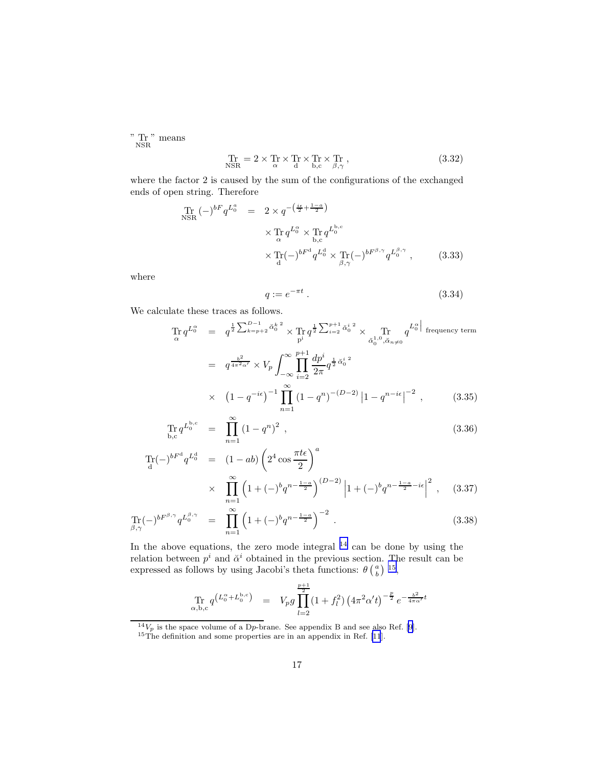" $\operatorname*{Tr}_{\rm NSR}$ " means

$$
\operatorname*{Tr}_{\rm NSR} = 2 \times \operatorname*{Tr}_{\alpha} \times \operatorname*{Tr}_{\rm d} \times \operatorname*{Tr}_{\rm b,c} \times \operatorname*{Tr}_{\beta,\gamma} , \tag{3.32}
$$

where the factor 2 is caused by the sum of the configurations of the exchanged ends of open string. Therefore

$$
\begin{aligned}
\operatorname*{Tr}_{\rm NSR} (-)^{bF} q^{L_0^a} &= 2 \times q^{-\left(\frac{i\epsilon}{2} + \frac{1-a}{2}\right)} \\
&\quad \times \operatorname*{Tr}_{\alpha} q^{L_0^\alpha} \times \operatorname*{Tr}_{\rm b,c} q^{L_0^{\rm b,c}} \\
&\quad \times \operatorname*{Tr}_{\rm d} (-)^{bF^{\rm d}} q^{L_0^{\rm d}} \times \operatorname*{Tr}_{\beta,\gamma} (-)^{bF^{\beta,\gamma}} q^{L_0^{\beta,\gamma}} , 
\end{aligned} \tag{3.33}
$$

where

$$
q := e^{-\pi t} . \tag{3.34}
$$

We calculate these traces as follows.

$$
\begin{aligned}
\operatorname*{Tr}_{\alpha} q^{L_0^\alpha} &= q^{\frac{1}{2}\sum_{k=p+2}^{D-1} \breve{\alpha}_0^{k\,2}} \times \operatorname*{Tr}_{\rm p^i} q^{\frac{1}{2}\sum_{i=2}^{p+1} \breve{\alpha}_0^{i\,2}} \times \operatorname*{Tr}_{\breve{\alpha}_0^{1,0}, \breve{\alpha}_{n\neq 0}} q^{L_0^\alpha \big|_{\text{ frequency term}}} \\
&= q^{\frac{b^2}{4\pi^2\alpha'}} \times V_p \int_{-\infty}^{\infty} \prod_{i=2}^{p+1} \frac{dp^i}{2\pi} q^{\frac{1}{2}\breve{\alpha}_0^{i\,2}} \\
&\quad \times \left(1 - q^{-i\epsilon}\right)^{-1} \prod_{n=1}^{\infty} \left(1 - q^n\right)^{-(D-2)} \left|1 - q^{n-i\epsilon}\right|^{-2} ,
\end{aligned} \tag{3.35}
$$

$$
\operatorname*{Tr}_{\rm b,c} q^{L_0^{\rm b,c}} = \prod_{n=1}^{\infty} \left(1 - q^n\right)^2 , \tag{3.36}
$$

$$
\begin{aligned}
\operatorname*{Tr}_{\rm d} (-)^{bF^{\rm d}} q^{L_0^{\rm d}} &= (1 - ab) \left(2^4 \cos \frac{\pi t \epsilon}{2}\right)^a \\
&\quad \times \prod_{n=1}^{\infty} \left(1 + (-)^b q^{n - \frac{1-a}{2}}\right)^{(D-2)} \left|1 + (-)^b q^{n - \frac{1-a}{2} - i\epsilon}\right|^2 ,
\end{aligned} \tag{3.37}
$$

$$
\operatorname*{Tr}_{\beta,\gamma} (-)^{bF^{\beta,\gamma}} q^{L_0^{\beta,\gamma}} = \prod_{n=1}^{\infty} \left(1 + (-)^b q^{n - \frac{1-a}{2}}\right)^{-2} . \tag{3.38}
$$

In the above equations, the zero mode integral [14] can be done by using the relation between $p^i$ and $\breve{\alpha}^i$ obtained in the previous section. The result can be expressed as follows by using Jacobi's theta functions: $\theta\binom{a}{b}$ [15],

$$
\operatorname*{Tr}_{\alpha,\rm b,c} q^{\left(L_0^\alpha + L_0^{\rm b,c}\right)} = V_p g \prod_{l=2}^{\frac{p+1}{2}} \left(1 + f_l^2\right) \left(4\pi^2\alpha' t\right)^{-\frac{p}{2}} e^{-\frac{b^2}{4\pi\alpha'} t}
$$

---

[14] $V_p$ is the space volume of a D$p$-brane. See appendix B and see also Ref. [9].

[15] The definition and some properties are in an appendix in Ref. [11].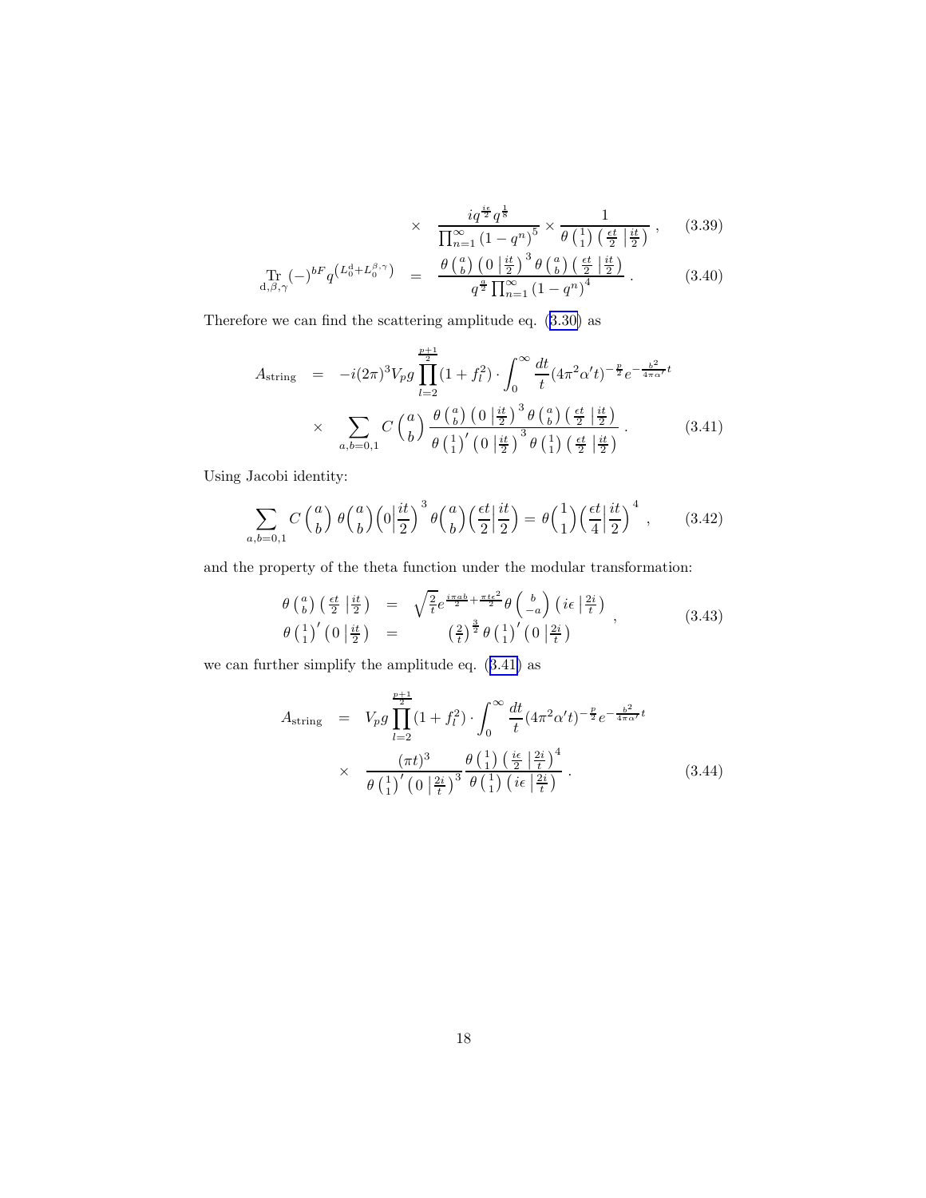$$\times \quad \frac{i q^{\frac{i\epsilon}{2}} q^{\frac{1}{8}}}{\prod_{n=1}^{\infty}(1-q^n)^5} \times \frac{1}{\theta\left(\begin{smallmatrix}1\\1\end{smallmatrix}\right)\left(\frac{\epsilon t}{2}\,\middle|\,\frac{it}{2}\right)}\,, \tag{3.39}$$

$$\operatorname*{Tr}_{\mathrm{d},\beta,\gamma}(-)^{bF} q^{\left(L_0^{\mathrm{d}}+L_0^{\beta,\gamma}\right)} = \frac{\theta\left(\begin{smallmatrix}a\\b\end{smallmatrix}\right)\left(0\,\middle|\,\frac{it}{2}\right)^3 \theta\left(\begin{smallmatrix}a\\b\end{smallmatrix}\right)\left(\frac{\epsilon t}{2}\,\middle|\,\frac{it}{2}\right)}{q^{\frac{a}{2}}\prod_{n=1}^{\infty}(1-q^n)^4}\,. \tag{3.40}$$

Therefore we can find the scattering amplitude eq. (3.30) as

$$\begin{aligned} A_{\text{string}} &= -i(2\pi)^3 V_p g \prod_{l=2}^{\frac{p+1}{2}}(1+f_l^2)\cdot\int_0^\infty \frac{dt}{t}(4\pi^2\alpha' t)^{-\frac{p}{2}} e^{-\frac{b^2}{4\pi\alpha'}t} \\ &\times \sum_{a,b=0,1} C\left(\begin{smallmatrix}a\\b\end{smallmatrix}\right) \frac{\theta\left(\begin{smallmatrix}a\\b\end{smallmatrix}\right)\left(0\,\middle|\,\frac{it}{2}\right)^3 \theta\left(\begin{smallmatrix}a\\b\end{smallmatrix}\right)\left(\frac{\epsilon t}{2}\,\middle|\,\frac{it}{2}\right)}{\theta\left(\begin{smallmatrix}1\\1\end{smallmatrix}\right)'\left(0\,\middle|\,\frac{it}{2}\right)^3 \theta\left(\begin{smallmatrix}1\\1\end{smallmatrix}\right)\left(\frac{\epsilon t}{2}\,\middle|\,\frac{it}{2}\right)}\,. \end{aligned} \tag{3.41}$$

Using Jacobi identity:

$$\sum_{a,b=0,1} C\left(\begin{smallmatrix}a\\b\end{smallmatrix}\right)\theta\left(\begin{smallmatrix}a\\b\end{smallmatrix}\right)\left(0\middle|\frac{it}{2}\right)^3 \theta\left(\begin{smallmatrix}a\\b\end{smallmatrix}\right)\left(\frac{\epsilon t}{2}\middle|\frac{it}{2}\right) = \theta\left(\begin{smallmatrix}1\\1\end{smallmatrix}\right)\left(\frac{\epsilon t}{4}\middle|\frac{it}{2}\right)^4\,, \tag{3.42}$$

and the property of the theta function under the modular transformation:

$$\begin{aligned} \theta\left(\begin{smallmatrix}a\\b\end{smallmatrix}\right)\left(\frac{\epsilon t}{2}\,\middle|\,\frac{it}{2}\right) &= \sqrt{\frac{2}{t}}\, e^{\frac{i\pi ab}{2}+\frac{\pi t\epsilon^2}{2}}\,\theta\left(\begin{smallmatrix}b\\-a\end{smallmatrix}\right)\left(i\epsilon\,\middle|\,\frac{2i}{t}\right) \\ \theta\left(\begin{smallmatrix}1\\1\end{smallmatrix}\right)'\left(0\,\middle|\,\frac{it}{2}\right) &= \left(\frac{2}{t}\right)^{\frac{3}{2}}\theta\left(\begin{smallmatrix}1\\1\end{smallmatrix}\right)'\left(0\,\middle|\,\frac{2i}{t}\right) \end{aligned}\,, \tag{3.43}$$

we can further simplify the amplitude eq. (3.41) as

$$\begin{aligned} A_{\text{string}} &= V_p g \prod_{l=2}^{\frac{p+1}{2}}(1+f_l^2)\cdot\int_0^\infty \frac{dt}{t}(4\pi^2\alpha' t)^{-\frac{p}{2}} e^{-\frac{b^2}{4\pi\alpha'}t} \\ &\times \frac{(\pi t)^3}{\theta\left(\begin{smallmatrix}1\\1\end{smallmatrix}\right)'\left(0\,\middle|\,\frac{2i}{t}\right)^3}\frac{\theta\left(\begin{smallmatrix}1\\1\end{smallmatrix}\right)\left(\frac{i\epsilon}{2}\,\middle|\,\frac{2i}{t}\right)^4}{\theta\left(\begin{smallmatrix}1\\1\end{smallmatrix}\right)\left(i\epsilon\,\middle|\,\frac{2i}{t}\right)}\,. \end{aligned} \tag{3.44}$$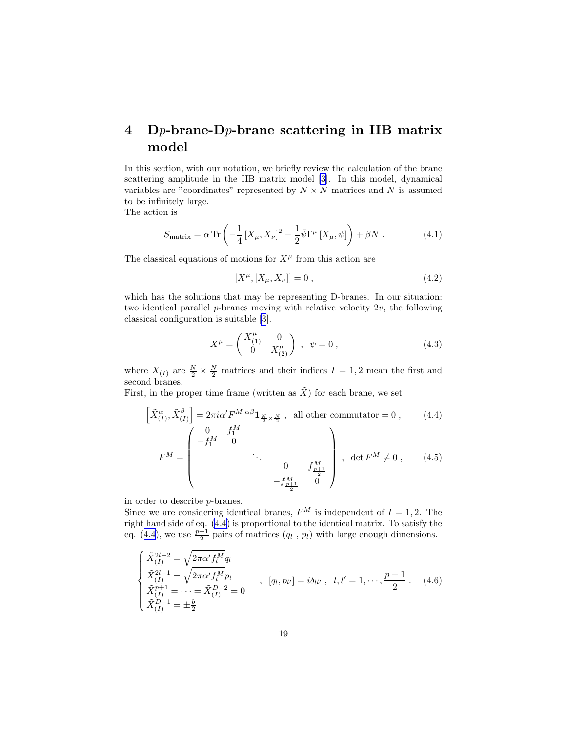# 4 D$p$-brane-D$p$-brane scattering in IIB matrix model

In this section, with our notation, we briefly review the calculation of the brane scattering amplitude in the IIB matrix model [3]. In this model, dynamical variables are "coordinates" represented by $N \times N$ matrices and $N$ is assumed to be infinitely large.
The action is

$$S_{\mathrm{matrix}} = \alpha \, \mathrm{Tr} \left( -\frac{1}{4} \left[ X_\mu , X_\nu \right]^2 - \frac{1}{2} \bar{\psi} \Gamma^\mu \left[ X_\mu , \psi \right] \right) + \beta N \, . \tag{4.1}$$

The classical equations of motions for $X^\mu$ from this action are

$$[X^\mu, [X_\mu, X_\nu]] = 0 \, , \tag{4.2}$$

which has the solutions that may be representing D-branes. In our situation: two identical parallel $p$-branes moving with relative velocity $2v$, the following classical configuration is suitable [3].

$$X^\mu = \begin{pmatrix} X^\mu_{(1)} & 0 \\ 0 & X^\mu_{(2)} \end{pmatrix} \, , \;\; \psi = 0 \, , \tag{4.3}$$

where $X_{(I)}$ are $\frac{N}{2} \times \frac{N}{2}$ matrices and their indices $I = 1, 2$ mean the first and second branes.
First, in the proper time frame (written as $\tilde{X}$) for each brane, we set

$$\left[ \tilde{X}^\alpha_{(I)}, \tilde{X}^\beta_{(I)} \right] = 2\pi i \alpha' F^{M\,\alpha\beta} \mathbf{1}_{\frac{N}{2}\times\frac{N}{2}} \, , \;\text{ all other commutator} = 0 \, , \tag{4.4}$$

$$F^M = \begin{pmatrix} 0 & f_1^M & & & \\ -f_1^M & 0 & & & \\ & & \ddots & & \\ & & & 0 & f^M_{\frac{p+1}{2}} \\ & & & -f^M_{\frac{p+1}{2}} & 0 \end{pmatrix} \, , \;\; \det F^M \neq 0 \, , \tag{4.5}$$

in order to describe $p$-branes.
Since we are considering identical branes, $F^M$ is independent of $I = 1, 2$. The right hand side of eq. (4.4) is proportional to the identical matrix. To satisfy the eq. (4.4), we use $\frac{p+1}{2}$ pairs of matrices ($q_l$ , $p_l$) with large enough dimensions.

$$\begin{cases} \tilde{X}^{2l-2}_{(I)} = \sqrt{2\pi\alpha' f_l^M} q_l \\ \tilde{X}^{2l-1}_{(I)} = \sqrt{2\pi\alpha' f_l^M} p_l \\ \tilde{X}^{p+1}_{(I)} = \cdots = \tilde{X}^{D-2}_{(I)} = 0 \\ \tilde{X}^{D-1}_{(I)} = \pm\frac{b}{2} \end{cases} \, , \;\; [q_l, p_{l'}] = i\delta_{ll'} \, , \;\; l, l' = 1, \cdots, \frac{p+1}{2} \, . \tag{4.6}$$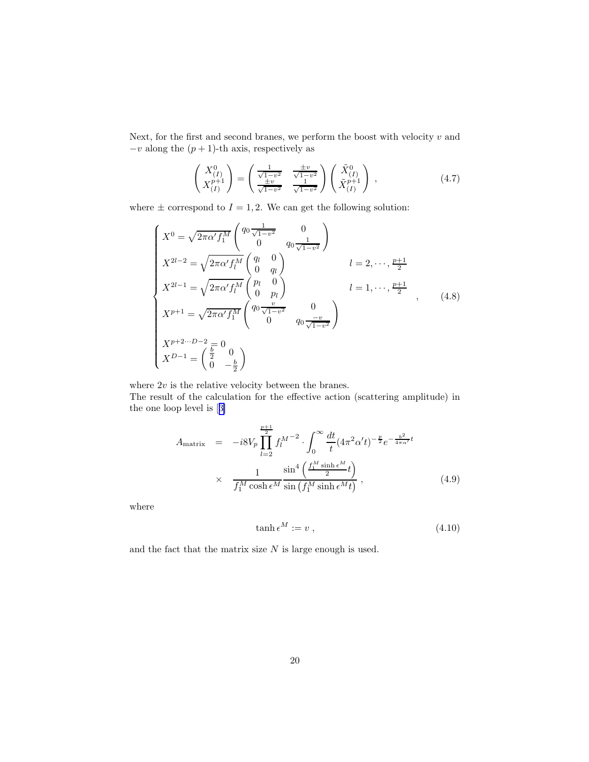Next, for the first and second branes, we perform the boost with velocity $v$ and $-v$ along the $(p+1)$-th axis, respectively as

$$
\begin{pmatrix} X^0_{(I)} \\ X^{p+1}_{(I)} \end{pmatrix} = \begin{pmatrix} \frac{1}{\sqrt{1-v^2}} & \frac{\pm v}{\sqrt{1-v^2}} \\ \frac{\pm v}{\sqrt{1-v^2}} & \frac{1}{\sqrt{1-v^2}} \end{pmatrix} \begin{pmatrix} \tilde{X}^0_{(I)} \\ \tilde{X}^{p+1}_{(I)} \end{pmatrix} , \tag{4.7}
$$

where $\pm$ correspond to $I = 1, 2$. We can get the following solution:

$$
\begin{cases}
X^0 = \sqrt{2\pi\alpha' f_1^M} \begin{pmatrix} q_0 \frac{1}{\sqrt{1-v^2}} & 0 \\ 0 & q_0 \frac{1}{\sqrt{1-v^2}} \end{pmatrix} & \\
X^{2l-2} = \sqrt{2\pi\alpha' f_l^M} \begin{pmatrix} q_l & 0 \\ 0 & q_l \end{pmatrix} & l = 2, \cdots, \frac{p+1}{2} \\
X^{2l-1} = \sqrt{2\pi\alpha' f_l^M} \begin{pmatrix} p_l & 0 \\ 0 & p_l \end{pmatrix} & l = 1, \cdots, \frac{p+1}{2} \\
X^{p+1} = \sqrt{2\pi\alpha' f_1^M} \begin{pmatrix} q_0 \frac{v}{\sqrt{1-v^2}} & 0 \\ 0 & q_0 \frac{-v}{\sqrt{1-v^2}} \end{pmatrix} & \\
X^{p+2 \cdots D-2} = 0 & \\
X^{D-1} = \begin{pmatrix} \frac{b}{2} & 0 \\ 0 & -\frac{b}{2} \end{pmatrix} &
\end{cases} , \tag{4.8}
$$

where $2v$ is the relative velocity between the branes.
The result of the calculation for the effective action (scattering amplitude) in the one loop level is [3]

$$
\begin{aligned}
A_{\text{matrix}} &= -i8V_p \prod_{l=2}^{\frac{p+1}{2}} {f_l^M}^{-2} \cdot \int_0^\infty \frac{dt}{t} (4\pi^2\alpha' t)^{-\frac{p}{2}} e^{-\frac{b^2}{4\pi\alpha'}t} \\
&\times \frac{1}{f_1^M \cosh \epsilon^M} \frac{\sin^4 \left( \frac{f_1^M \sinh \epsilon^M}{2} t \right)}{\sin \left( f_1^M \sinh \epsilon^M t \right)} ,
\end{aligned} \tag{4.9}
$$

where

$$
\tanh \epsilon^M := v , \tag{4.10}
$$

and the fact that the matrix size $N$ is large enough is used.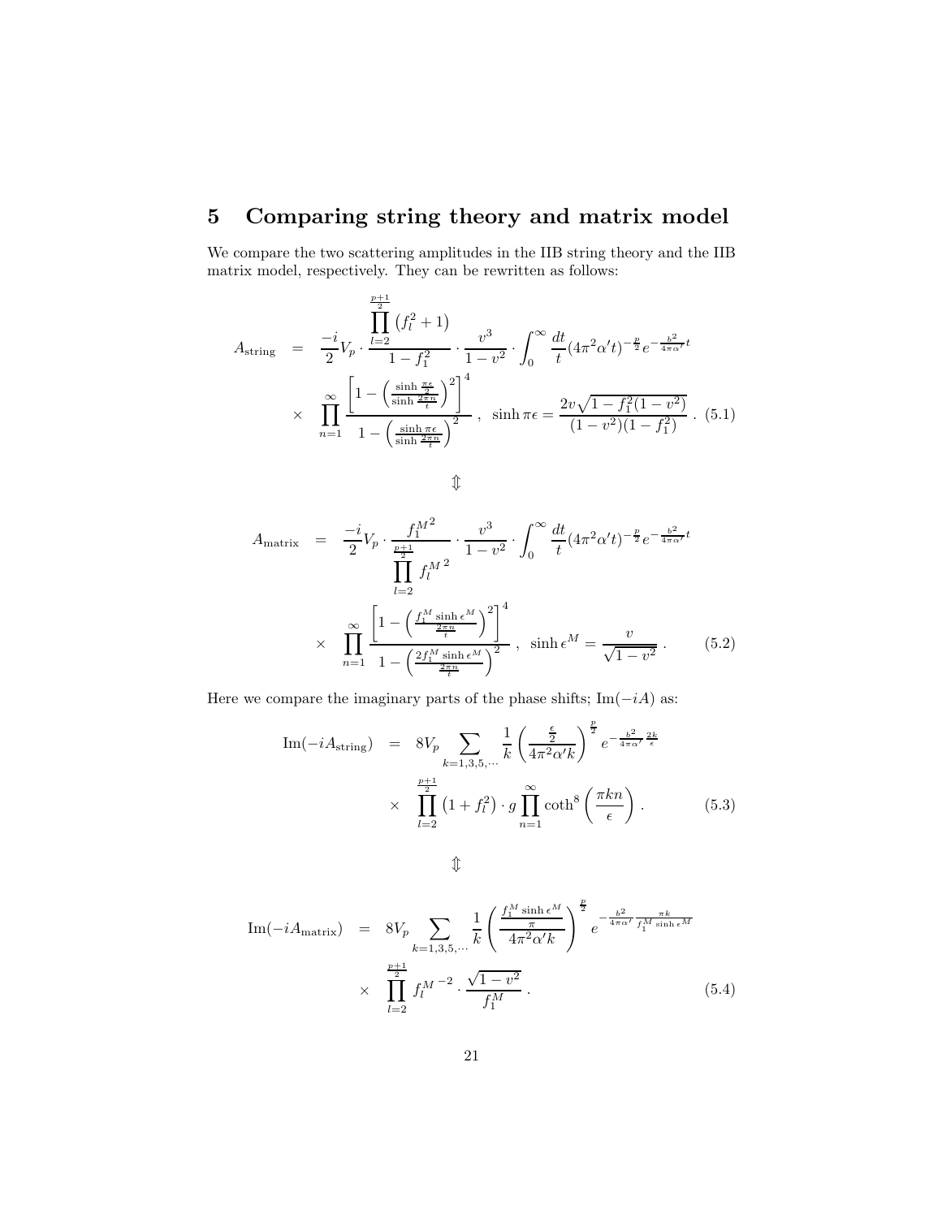## 5 Comparing string theory and matrix model

We compare the two scattering amplitudes in the IIB string theory and the IIB matrix model, respectively. They can be rewritten as follows:

$$
\begin{aligned}
A_{\text{string}} &= \frac{-i}{2} V_p \cdot \frac{\prod_{l=2}^{\frac{p+1}{2}} \left(f_l^2 + 1\right)}{1 - f_1^2} \cdot \frac{v^3}{1 - v^2} \cdot \int_0^\infty \frac{dt}{t} (4\pi^2 \alpha' t)^{-\frac{p}{2}} e^{-\frac{b^2}{4\pi\alpha'} t} \\
&\times \prod_{n=1}^{\infty} \frac{\left[1 - \left(\frac{\sinh \frac{\pi\epsilon}{2}}{\sinh \frac{2\pi n}{t}}\right)^2\right]^4}{1 - \left(\frac{\sinh \pi\epsilon}{\sinh \frac{2\pi n}{t}}\right)^2} , \quad \sinh \pi\epsilon = \frac{2v\sqrt{1 - f_1^2(1 - v^2)}}{(1 - v^2)(1 - f_1^2)} . \qquad (5.1)
\end{aligned}
$$

$$\Updownarrow$$

$$
\begin{aligned}
A_{\text{matrix}} &= \frac{-i}{2} V_p \cdot \frac{{f_1^M}^2}{\prod_{l=2}^{\frac{p+1}{2}} {f_l^M}^2} \cdot \frac{v^3}{1 - v^2} \cdot \int_0^\infty \frac{dt}{t} (4\pi^2 \alpha' t)^{-\frac{p}{2}} e^{-\frac{b^2}{4\pi\alpha'} t} \\
&\times \prod_{n=1}^{\infty} \frac{\left[1 - \left(\frac{f_1^M \sinh \epsilon^M}{\frac{2\pi n}{t}}\right)^2\right]^4}{1 - \left(\frac{2 f_1^M \sinh \epsilon^M}{\frac{2\pi n}{t}}\right)^2} , \quad \sinh \epsilon^M = \frac{v}{\sqrt{1 - v^2}} . \qquad (5.2)
\end{aligned}
$$

Here we compare the imaginary parts of the phase shifts; $\text{Im}(-iA)$ as:

$$
\begin{aligned}
\text{Im}(-iA_{\text{string}}) &= 8V_p \sum_{k=1,3,5,\cdots} \frac{1}{k} \left(\frac{\frac{\epsilon}{2}}{4\pi^2 \alpha' k}\right)^{\frac{p}{2}} e^{-\frac{b^2}{4\pi\alpha'} \frac{2k}{\epsilon}} \\
&\times \prod_{l=2}^{\frac{p+1}{2}} \left(1 + f_l^2\right) \cdot g \prod_{n=1}^{\infty} \coth^8 \left(\frac{\pi k n}{\epsilon}\right) . \qquad (5.3)
\end{aligned}
$$

$$\Updownarrow$$

$$
\begin{aligned}
\text{Im}(-iA_{\text{matrix}}) &= 8V_p \sum_{k=1,3,5,\cdots} \frac{1}{k} \left(\frac{\frac{f_1^M \sinh \epsilon^M}{\pi}}{4\pi^2 \alpha' k}\right)^{\frac{p}{2}} e^{-\frac{b^2}{4\pi\alpha'} \frac{\pi k}{f_1^M \sinh \epsilon^M}} \\
&\times \prod_{l=2}^{\frac{p+1}{2}} {f_l^M}^{-2} \cdot \frac{\sqrt{1 - v^2}}{f_1^M} . \qquad (5.4)
\end{aligned}
$$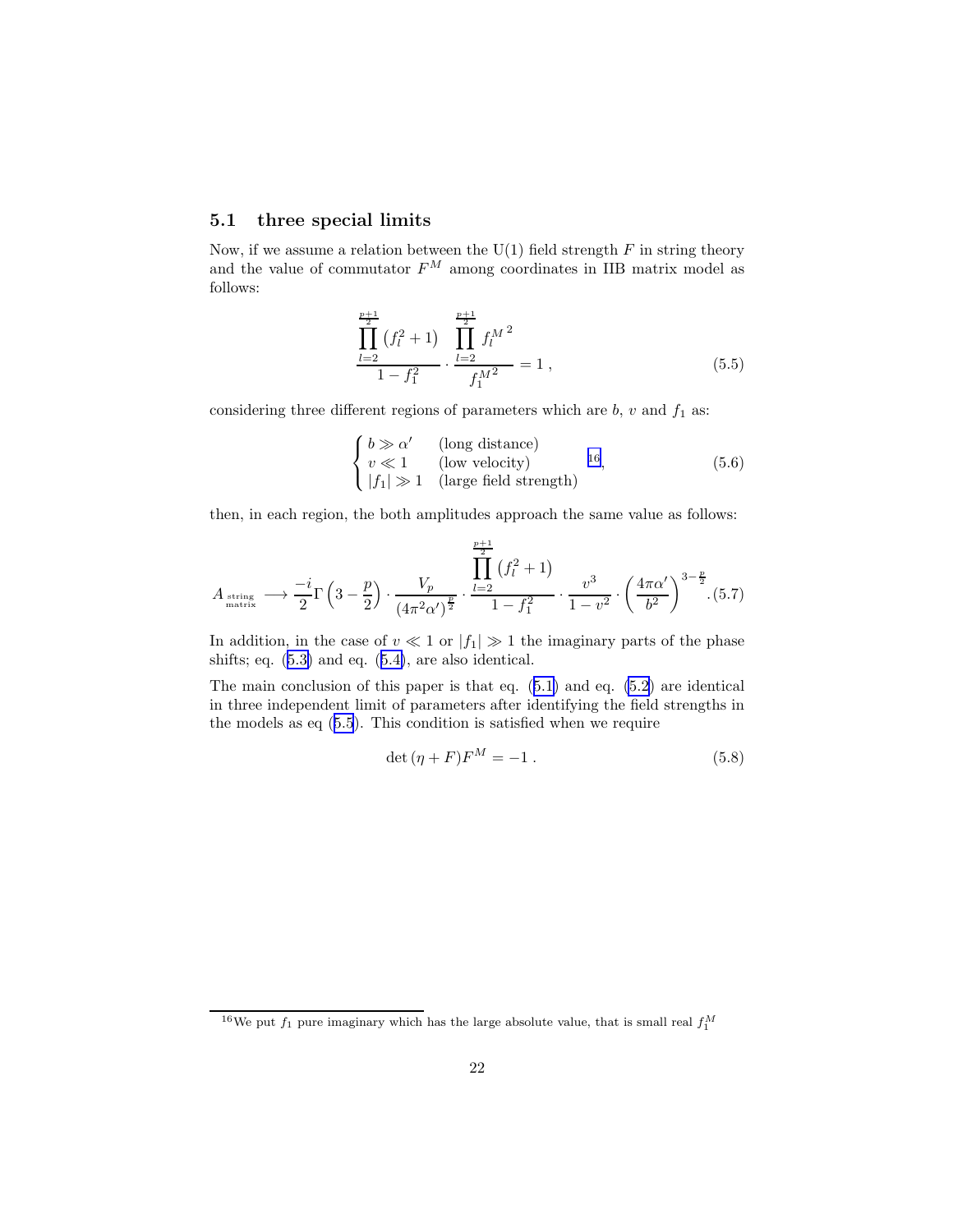### 5.1 three special limits

Now, if we assume a relation between the U(1) field strength $F$ in string theory and the value of commutator $F^M$ among coordinates in IIB matrix model as follows:

$$\frac{\prod_{l=2}^{\frac{p+1}{2}} (f_l^2+1)}{1-f_1^2} \cdot \frac{\prod_{l=2}^{\frac{p+1}{2}} {f_l^M}^2}{{f_1^M}^2} = 1 \,, \tag{5.5}$$

considering three different regions of parameters which are $b$, $v$ and $f_1$ as:

$$\begin{cases} b \gg \alpha' & \text{(long distance)} \\ v \ll 1 & \text{(low velocity)} \\ |f_1| \gg 1 & \text{(large field strength)} \end{cases} \text{[16]}, \tag{5.6}$$

then, in each region, the both amplitudes approach the same value as follows:

$$A_{\substack{\text{string} \\ \text{matrix}}} \longrightarrow \frac{-i}{2}\Gamma\left(3-\frac{p}{2}\right) \cdot \frac{V_p}{(4\pi^2\alpha')^{\frac{p}{2}}} \cdot \frac{\prod_{l=2}^{\frac{p+1}{2}} (f_l^2+1)}{1-f_1^2} \cdot \frac{v^3}{1-v^2} \cdot \left(\frac{4\pi\alpha'}{b^2}\right)^{3-\frac{p}{2}} . \tag{5.7}$$

In addition, in the case of $v \ll 1$ or $|f_1| \gg 1$ the imaginary parts of the phase shifts; eq. (5.3) and eq. (5.4), are also identical.

The main conclusion of this paper is that eq. (5.1) and eq. (5.2) are identical in three independent limit of parameters after identifying the field strengths in the models as eq (5.5). This condition is satisfied when we require

$$\det(\eta + F)F^M = -1 \,. \tag{5.8}$$

---

[16] We put $f_1$ pure imaginary which has the large absolute value, that is small real $f_1^M$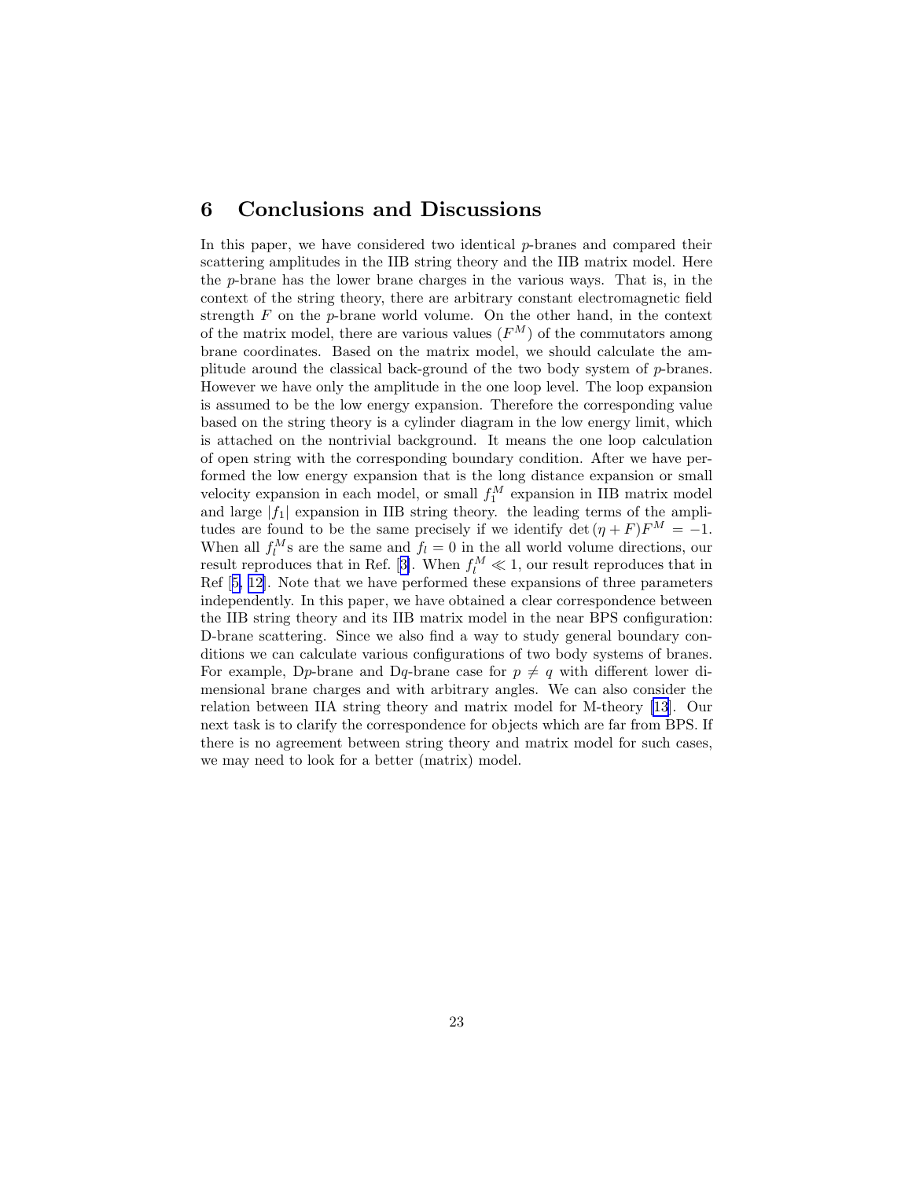## 6 Conclusions and Discussions

In this paper, we have considered two identical $p$-branes and compared their scattering amplitudes in the IIB string theory and the IIB matrix model. Here the $p$-brane has the lower brane charges in the various ways. That is, in the context of the string theory, there are arbitrary constant electromagnetic field strength $F$ on the $p$-brane world volume. On the other hand, in the context of the matrix model, there are various values ($F^M$) of the commutators among brane coordinates. Based on the matrix model, we should calculate the amplitude around the classical back-ground of the two body system of $p$-branes. However we have only the amplitude in the one loop level. The loop expansion is assumed to be the low energy expansion. Therefore the corresponding value based on the string theory is a cylinder diagram in the low energy limit, which is attached on the nontrivial background. It means the one loop calculation of open string with the corresponding boundary condition. After we have performed the low energy expansion that is the long distance expansion or small velocity expansion in each model, or small $f_1^M$ expansion in IIB matrix model and large $|f_1|$ expansion in IIB string theory. the leading terms of the amplitudes are found to be the same precisely if we identify $\det(\eta + F)F^M = -1$. When all $f_l^M$s are the same and $f_l = 0$ in the all world volume directions, our result reproduces that in Ref. [3]. When $f_l^M \ll 1$, our result reproduces that in Ref [5, 12]. Note that we have performed these expansions of three parameters independently. In this paper, we have obtained a clear correspondence between the IIB string theory and its IIB matrix model in the near BPS configuration: D-brane scattering. Since we also find a way to study general boundary conditions we can calculate various configurations of two body systems of branes. For example, D$p$-brane and D$q$-brane case for $p \neq q$ with different lower dimensional brane charges and with arbitrary angles. We can also consider the relation between IIA string theory and matrix model for M-theory [13]. Our next task is to clarify the correspondence for objects which are far from BPS. If there is no agreement between string theory and matrix model for such cases, we may need to look for a better (matrix) model.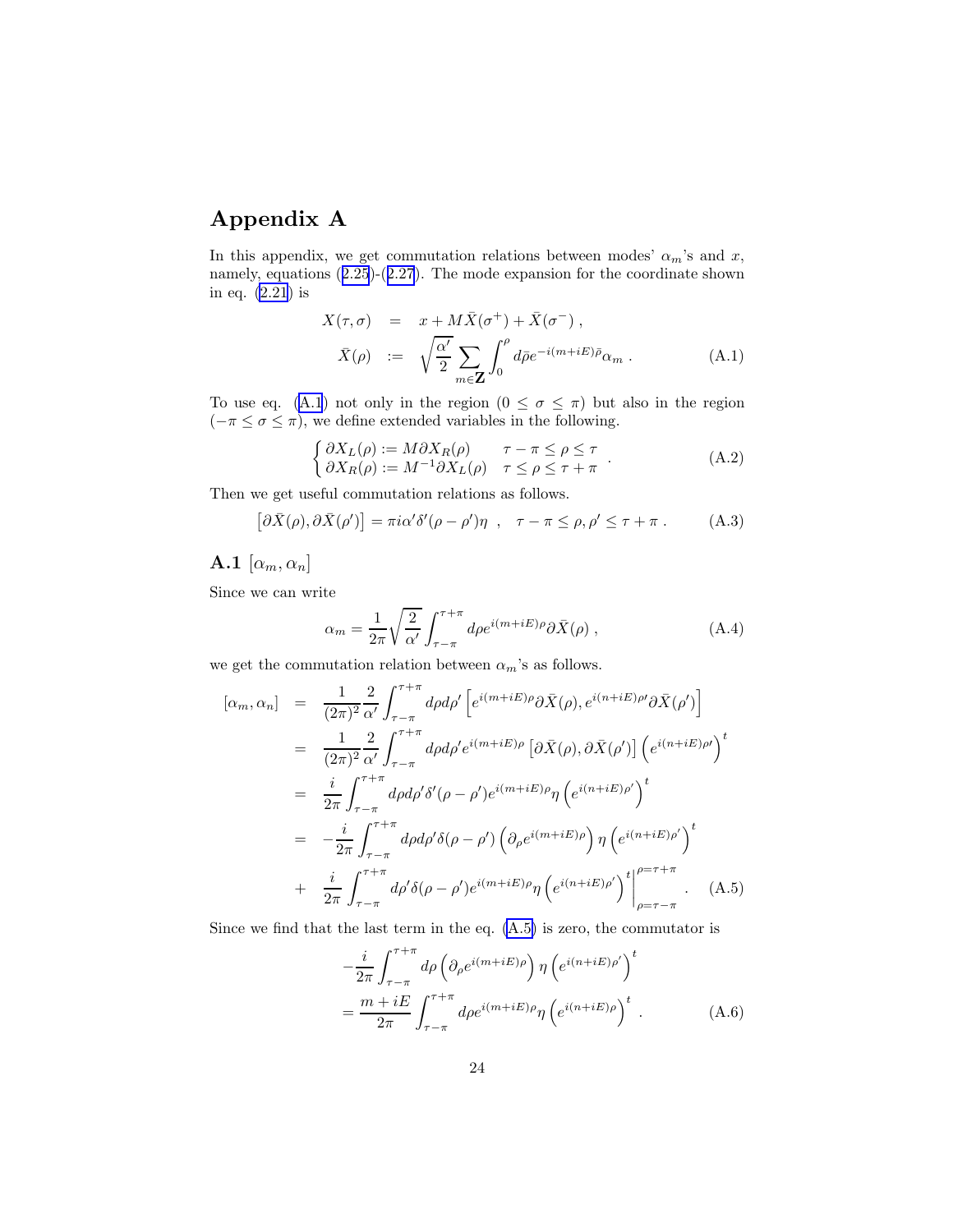# Appendix A

In this appendix, we get commutation relations between modes' $\alpha_m$'s and $x$, namely, equations (2.25)-(2.27). The mode expansion for the coordinate shown in eq. (2.21) is

$$
\begin{aligned}
X(\tau,\sigma) &= x + M\bar{X}(\sigma^+) + \bar{X}(\sigma^-) \,, \\
\bar{X}(\rho) &:= \sqrt{\frac{\alpha'}{2}} \sum_{m\in\mathbf{Z}} \int_0^\rho d\bar{\rho} e^{-i(m+iE)\bar{\rho}} \alpha_m \,.
\end{aligned}
\tag{A.1}
$$

To use eq. (A.1) not only in the region $(0 \le \sigma \le \pi)$ but also in the region $(-\pi \le \sigma \le \pi)$, we define extended variables in the following.

$$
\begin{cases}
\partial X_L(\rho) := M\partial X_R(\rho) & \tau - \pi \le \rho \le \tau \\
\partial X_R(\rho) := M^{-1}\partial X_L(\rho) & \tau \le \rho \le \tau + \pi
\end{cases} .
\tag{A.2}
$$

Then we get useful commutation relations as follows.

$$
\left[\partial\bar{X}(\rho), \partial\bar{X}(\rho')\right] = \pi i \alpha' \delta'(\rho - \rho')\eta \;\;, \quad \tau - \pi \le \rho, \rho' \le \tau + \pi \,.
\tag{A.3}
$$

## A.1 $[\alpha_m, \alpha_n]$

Since we can write

$$
\alpha_m = \frac{1}{2\pi}\sqrt{\frac{2}{\alpha'}} \int_{\tau-\pi}^{\tau+\pi} d\rho e^{i(m+iE)\rho} \partial\bar{X}(\rho) \,,
\tag{A.4}
$$

we get the commutation relation between $\alpha_m$'s as follows.

$$
\begin{aligned}
[\alpha_m, \alpha_n] &= \frac{1}{(2\pi)^2}\frac{2}{\alpha'} \int_{\tau-\pi}^{\tau+\pi} d\rho d\rho' \left[e^{i(m+iE)\rho}\partial\bar{X}(\rho), e^{i(n+iE)\rho'}\partial\bar{X}(\rho')\right] \\
&= \frac{1}{(2\pi)^2}\frac{2}{\alpha'} \int_{\tau-\pi}^{\tau+\pi} d\rho d\rho' e^{i(m+iE)\rho} \left[\partial\bar{X}(\rho), \partial\bar{X}(\rho')\right] \left(e^{i(n+iE)\rho'}\right)^t \\
&= \frac{i}{2\pi} \int_{\tau-\pi}^{\tau+\pi} d\rho d\rho' \delta'(\rho-\rho') e^{i(m+iE)\rho} \eta \left(e^{i(n+iE)\rho'}\right)^t \\
&= -\frac{i}{2\pi} \int_{\tau-\pi}^{\tau+\pi} d\rho d\rho' \delta(\rho-\rho') \left(\partial_\rho e^{i(m+iE)\rho}\right) \eta \left(e^{i(n+iE)\rho'}\right)^t \\
&+ \frac{i}{2\pi} \int_{\tau-\pi}^{\tau+\pi} d\rho' \delta(\rho-\rho') e^{i(m+iE)\rho} \eta \left(e^{i(n+iE)\rho'}\right)^t \Bigg|_{\rho=\tau-\pi}^{\rho=\tau+\pi} .
\end{aligned}
\tag{A.5}
$$

Since we find that the last term in the eq. (A.5) is zero, the commutator is

$$
\begin{aligned}
&-\frac{i}{2\pi} \int_{\tau-\pi}^{\tau+\pi} d\rho \left(\partial_\rho e^{i(m+iE)\rho}\right) \eta \left(e^{i(n+iE)\rho'}\right)^t \\
&= \frac{m+iE}{2\pi} \int_{\tau-\pi}^{\tau+\pi} d\rho e^{i(m+iE)\rho} \eta \left(e^{i(n+iE)\rho}\right)^t \,.
\end{aligned}
\tag{A.6}
$$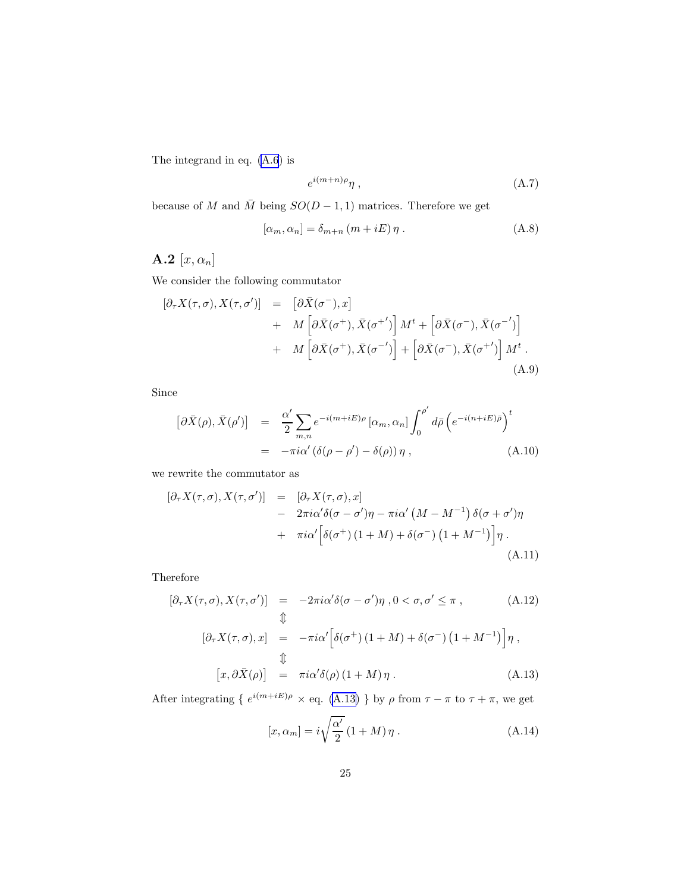The integrand in eq. (A.6) is

$$e^{i(m+n)\rho}\eta \,, \tag{A.7}$$

because of $M$ and $\bar{M}$ being $SO(D-1,1)$ matrices. Therefore we get

$$[\alpha_m, \alpha_n] = \delta_{m+n}\,(m+iE)\,\eta \,. \tag{A.8}$$

## A.2 $[x, \alpha_n]$

We consider the following commutator

$$\begin{aligned}
[\partial_\tau X(\tau,\sigma), X(\tau,\sigma')] &= \left[\partial\bar{X}(\sigma^-), x\right] \\
&+ M\left[\partial\bar{X}(\sigma^+), \bar{X}(\sigma^{+'})\right]M^t + \left[\partial\bar{X}(\sigma^-), \bar{X}(\sigma^{-'})\right] \\
&+ M\left[\partial\bar{X}(\sigma^+), \bar{X}(\sigma^{-'})\right] + \left[\partial\bar{X}(\sigma^-), \bar{X}(\sigma^{+'})\right]M^t \,.
\end{aligned} \tag{A.9}$$

Since

$$\begin{aligned}
\left[\partial\bar{X}(\rho), \bar{X}(\rho')\right] &= \frac{\alpha'}{2}\sum_{m,n} e^{-i(m+iE)\rho}\,[\alpha_m, \alpha_n]\int_0^{\rho'} d\bar{\rho}\left(e^{-i(n+iE)\bar{\rho}}\right)^t \\
&= -\pi i\alpha'\left(\delta(\rho-\rho') - \delta(\rho)\right)\eta \,,
\end{aligned} \tag{A.10}$$

we rewrite the commutator as

$$\begin{aligned}
[\partial_\tau X(\tau,\sigma), X(\tau,\sigma')] &= [\partial_\tau X(\tau,\sigma), x] \\
&- 2\pi i\alpha'\delta(\sigma-\sigma')\eta - \pi i\alpha'\left(M - M^{-1}\right)\delta(\sigma+\sigma')\eta \\
&+ \pi i\alpha'\Big[\delta(\sigma^+)\left(1+M\right) + \delta(\sigma^-)\left(1+M^{-1}\right)\Big]\eta \,.
\end{aligned} \tag{A.11}$$

Therefore

$$[\partial_\tau X(\tau,\sigma), X(\tau,\sigma')] = -2\pi i\alpha'\delta(\sigma-\sigma')\eta \,, 0 < \sigma, \sigma' \leq \pi \,, \tag{A.12}$$

$$\Updownarrow$$

$$[\partial_\tau X(\tau,\sigma), x] = -\pi i\alpha'\Big[\delta(\sigma^+)\left(1+M\right) + \delta(\sigma^-)\left(1+M^{-1}\right)\Big]\eta \,,$$

$$\Updownarrow$$

$$\left[x, \partial\bar{X}(\rho)\right] = \pi i\alpha'\delta(\rho)\left(1+M\right)\eta \,. \tag{A.13}$$

After integrating { $e^{i(m+iE)\rho}$ × eq. (A.13) } by $\rho$ from $\tau-\pi$ to $\tau+\pi$, we get

$$[x, \alpha_m] = i\sqrt{\frac{\alpha'}{2}}\left(1+M\right)\eta \,. \tag{A.14}$$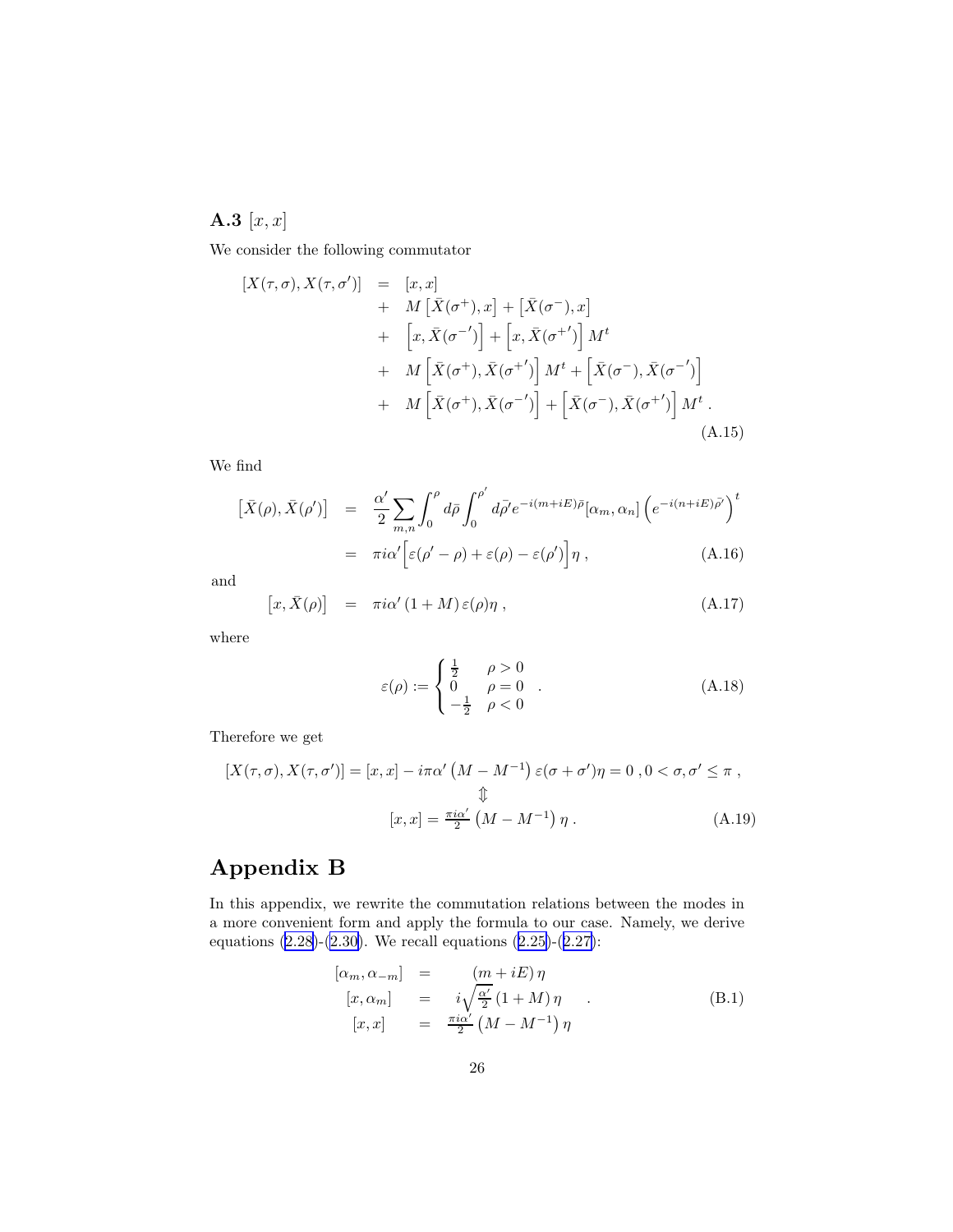### A.3 $[x, x]$

We consider the following commutator

$$
\begin{aligned}
[X(\tau,\sigma), X(\tau,\sigma')] &= [x,x] \\
&+ M\left[\bar{X}(\sigma^+), x\right] + \left[\bar{X}(\sigma^-), x\right] \\
&+ \left[x, \bar{X}({\sigma^-}')\right] + \left[x, \bar{X}({\sigma^+}')\right] M^t \\
&+ M\left[\bar{X}(\sigma^+), \bar{X}({\sigma^+}')\right] M^t + \left[\bar{X}(\sigma^-), \bar{X}({\sigma^-}')\right] \\
&+ M\left[\bar{X}(\sigma^+), \bar{X}({\sigma^-}')\right] + \left[\bar{X}(\sigma^-), \bar{X}({\sigma^+}')\right] M^t .
\end{aligned}
\tag{A.15}
$$

We find

$$
\begin{aligned}
\left[\bar{X}(\rho), \bar{X}(\rho')\right] &= \frac{\alpha'}{2}\sum_{m,n}\int_0^{\rho} d\bar{\rho}\int_0^{\rho'} d\bar{\rho}' e^{-i(m+iE)\bar{\rho}}[\alpha_m, \alpha_n]\left(e^{-i(n+iE)\bar{\rho}'}\right)^t \\
&= \pi i\alpha'\Big[\varepsilon(\rho'-\rho) + \varepsilon(\rho) - \varepsilon(\rho')\Big]\eta ,
\end{aligned}
\tag{A.16}
$$

and

$$
\left[x, \bar{X}(\rho)\right] = \pi i\alpha'\left(1+M\right)\varepsilon(\rho)\eta ,
\tag{A.17}
$$

where

$$
\varepsilon(\rho) := \begin{cases} \frac{1}{2} & \rho > 0 \\ 0 & \rho = 0 \\ -\frac{1}{2} & \rho < 0 \end{cases} .
\tag{A.18}
$$

Therefore we get

$$
\begin{gathered}
[X(\tau,\sigma), X(\tau,\sigma')] = [x,x] - i\pi\alpha'\left(M - M^{-1}\right)\varepsilon(\sigma+\sigma')\eta = 0 \;, 0 < \sigma, \sigma' \leq \pi \;, \\
\Updownarrow \\
[x,x] = \tfrac{\pi i\alpha'}{2}\left(M - M^{-1}\right)\eta .
\end{gathered}
\tag{A.19}
$$

# Appendix B

In this appendix, we rewrite the commutation relations between the modes in a more convenient form and apply the formula to our case. Namely, we derive equations (2.28)-(2.30). We recall equations (2.25)-(2.27):

$$
\begin{aligned}
[\alpha_m, \alpha_{-m}] &= (m+iE)\,\eta \\
[x, \alpha_m] &= i\sqrt{\tfrac{\alpha'}{2}}\left(1+M\right)\eta \\
[x,x] &= \tfrac{\pi i\alpha'}{2}\left(M - M^{-1}\right)\eta
\end{aligned}
\quad .
\tag{B.1}
$$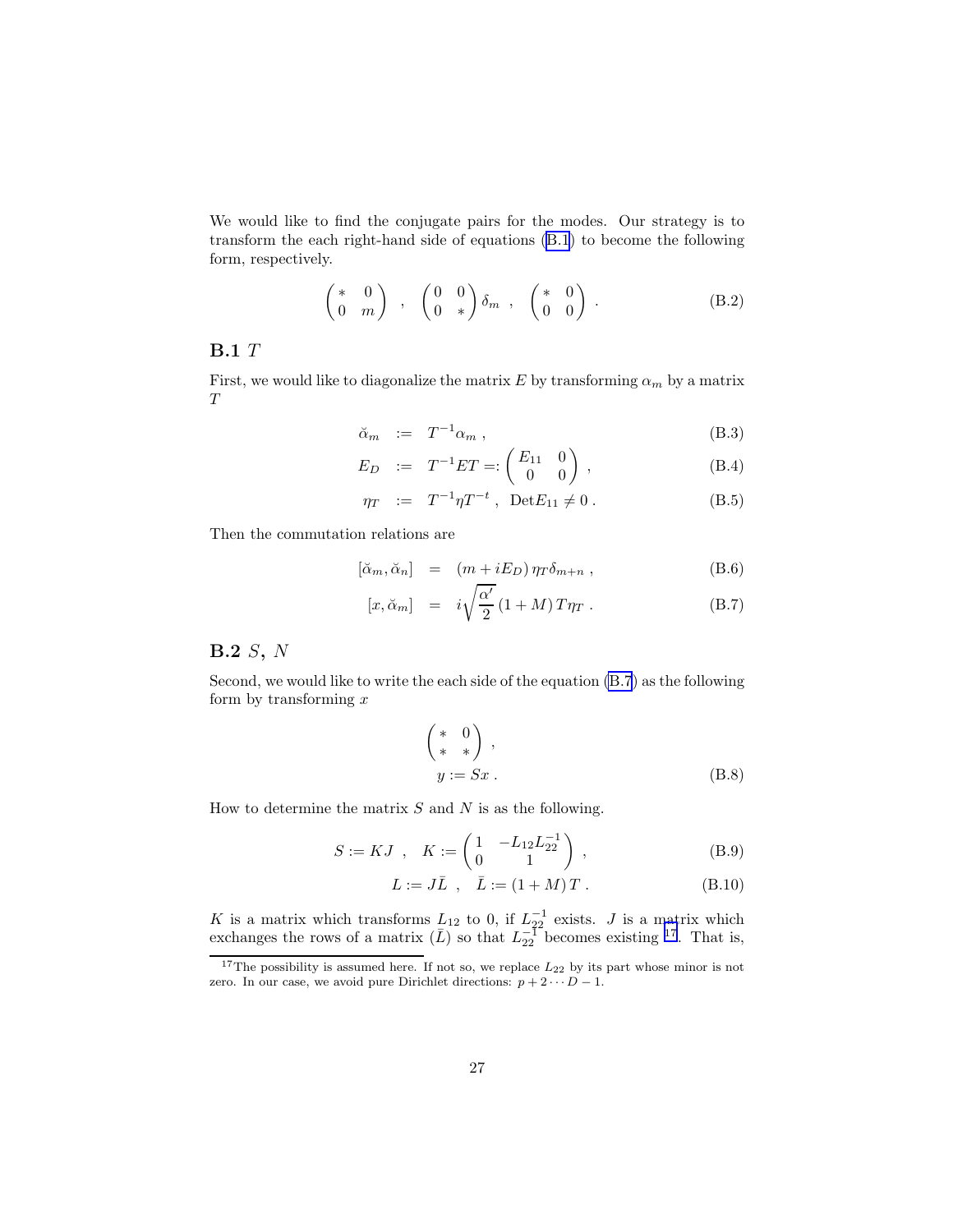We would like to find the conjugate pairs for the modes. Our strategy is to transform the each right-hand side of equations (B.1) to become the following form, respectively.

$$\begin{pmatrix} * & 0 \\ 0 & m \end{pmatrix} \ , \quad \begin{pmatrix} 0 & 0 \\ 0 & * \end{pmatrix} \delta_m \ , \quad \begin{pmatrix} * & 0 \\ 0 & 0 \end{pmatrix} . \tag{B.2}$$

## B.1 $T$

First, we would like to diagonalize the matrix $E$ by transforming $\alpha_m$ by a matrix $T$

$$\breve{\alpha}_m \ := \ T^{-1}\alpha_m \ , \tag{B.3}$$

$$E_D \ := \ T^{-1}ET =: \begin{pmatrix} E_{11} & 0 \\ 0 & 0 \end{pmatrix} \ , \tag{B.4}$$

$$\eta_T \ := \ T^{-1}\eta T^{-t} \ , \ \ \mathrm{Det}E_{11} \neq 0 \ . \tag{B.5}$$

Then the commutation relations are

$$[\breve{\alpha}_m, \breve{\alpha}_n] \ = \ (m + iE_D)\,\eta_T\delta_{m+n} \ , \tag{B.6}$$

$$[x, \breve{\alpha}_m] \ = \ i\sqrt{\frac{\alpha'}{2}}\,(1+M)\,T\eta_T \ . \tag{B.7}$$

## B.2 $S$, $N$

Second, we would like to write the each side of the equation (B.7) as the following form by transforming $x$

$$\begin{pmatrix} * & 0 \\ * & * \end{pmatrix} ,$$

$$y := Sx \ . \tag{B.8}$$

How to determine the matrix $S$ and $N$ is as the following.

$$S := KJ \ , \quad K := \begin{pmatrix} 1 & -L_{12}L_{22}^{-1} \\ 0 & 1 \end{pmatrix} \ , \tag{B.9}$$

$$L := J\bar{L} \ , \quad \bar{L} := (1+M)\,T \ . \tag{B.10}$$

$K$ is a matrix which transforms $L_{12}$ to 0, if $L_{22}^{-1}$ exists. $J$ is a matrix which exchanges the rows of a matrix ($\bar{L}$) so that $L_{22}^{-1}$ becomes existing [17]. That is,

[17] The possibility is assumed here. If not so, we replace $L_{22}$ by its part whose minor is not zero. In our case, we avoid pure Dirichlet directions: $p + 2 \cdots D - 1$.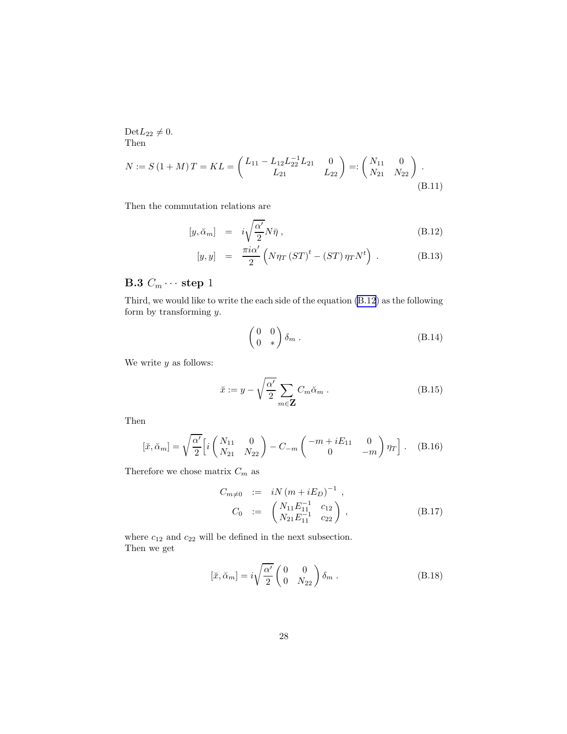$\mathrm{Det} L_{22} \neq 0$.
Then

$$N := S\,(1+M)\,T = KL = \begin{pmatrix} L_{11} - L_{12}L_{22}^{-1}L_{21} & 0 \\ L_{21} & L_{22} \end{pmatrix} =: \begin{pmatrix} N_{11} & 0 \\ N_{21} & N_{22} \end{pmatrix} . \tag{B.11}$$

Then the commutation relations are

$$[y, \breve{\alpha}_m] = i\sqrt{\frac{\alpha'}{2}} N \bar{\eta} \, , \tag{B.12}$$

$$[y, y] = \frac{\pi i \alpha'}{2} \left( N \eta_T \left(ST\right)^t - \left(ST\right) \eta_T N^t \right) . \tag{B.13}$$

## B.3 $C_m \cdots$ step 1

Third, we would like to write the each side of the equation (B.12) as the following form by transforming $y$.

$$\begin{pmatrix} 0 & 0 \\ 0 & * \end{pmatrix} \delta_m \, . \tag{B.14}$$

We write $y$ as follows:

$$\breve{x} := y - \sqrt{\frac{\alpha'}{2}} \sum_{m \in \mathbf{Z}} C_m \breve{\alpha}_m \, . \tag{B.15}$$

Then

$$[\breve{x}, \breve{\alpha}_m] = \sqrt{\frac{\alpha'}{2}} \Big[ i \begin{pmatrix} N_{11} & 0 \\ N_{21} & N_{22} \end{pmatrix} - C_{-m} \begin{pmatrix} -m + iE_{11} & 0 \\ 0 & -m \end{pmatrix} \eta_T \Big] . \tag{B.16}$$

Therefore we chose matrix $C_m$ as

$$\begin{aligned} C_{m \neq 0} &:= iN\left(m + iE_D\right)^{-1} \, , \\ C_0 &:= \begin{pmatrix} N_{11}E_{11}^{-1} & c_{12} \\ N_{21}E_{11}^{-1} & c_{22} \end{pmatrix} , \end{aligned} \tag{B.17}$$

where $c_{12}$ and $c_{22}$ will be defined in the next subsection.
Then we get

$$[\breve{x}, \breve{\alpha}_m] = i\sqrt{\frac{\alpha'}{2}} \begin{pmatrix} 0 & 0 \\ 0 & N_{22} \end{pmatrix} \delta_m \, . \tag{B.18}$$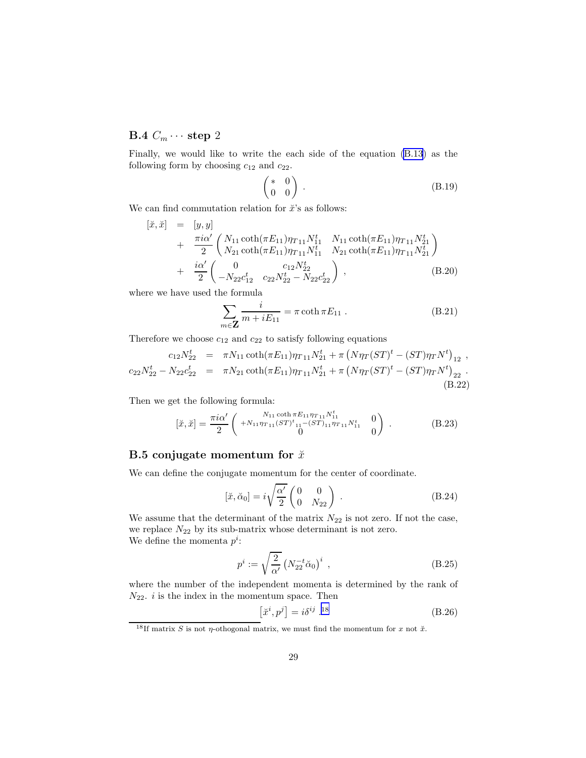### B.4 $C_m \cdots$ step 2

Finally, we would like to write the each side of the equation (B.13) as the following form by choosing $c_{12}$ and $c_{22}$.

$$
\begin{pmatrix} * & 0 \\ 0 & 0 \end{pmatrix} . \tag{B.19}
$$

We can find commutation relation for $\breve{x}$'s as follows:

$$
\begin{aligned}
[\breve{x}, \breve{x}] &= [y, y] \\
&+ \frac{\pi i \alpha'}{2} \begin{pmatrix} N_{11} \coth(\pi E_{11}) \eta_{T\,11} N_{11}^t & N_{11} \coth(\pi E_{11}) \eta_{T\,11} N_{21}^t \\ N_{21} \coth(\pi E_{11}) \eta_{T\,11} N_{11}^t & N_{21} \coth(\pi E_{11}) \eta_{T\,11} N_{21}^t \end{pmatrix} \\
&+ \frac{i\alpha'}{2} \begin{pmatrix} 0 & c_{12} N_{22}^t \\ -N_{22} c_{12}^t & c_{22} N_{22}^t - N_{22} c_{22}^t \end{pmatrix} ,
\end{aligned} \tag{B.20}
$$

where we have used the formula

$$
\sum_{m \in \mathbf{Z}} \frac{i}{m + iE_{11}} = \pi \coth \pi E_{11} . \tag{B.21}
$$

Therefore we choose $c_{12}$ and $c_{22}$ to satisfy following equations

$$
\begin{aligned}
c_{12} N_{22}^t &= \pi N_{11} \coth(\pi E_{11}) \eta_{T\,11} N_{21}^t + \pi \left( N \eta_T (ST)^t - (ST) \eta_T N^t \right)_{12} , \\
c_{22} N_{22}^t - N_{22} c_{22}^t &= \pi N_{21} \coth(\pi E_{11}) \eta_{T\,11} N_{21}^t + \pi \left( N \eta_T (ST)^t - (ST) \eta_T N^t \right)_{22} .
\end{aligned} \tag{B.22}
$$

Then we get the following formula:

$$
[\breve{x}, \breve{x}] = \frac{\pi i \alpha'}{2} \begin{pmatrix} N_{11} \coth \pi E_{11} \eta_{T\,11} N_{11}^t + N_{11} \eta_{T\,11} (ST)^t{}_{11} - (ST)_{11} \eta_{T\,11} N_{11}^t & 0 \\ 0 & 0 \end{pmatrix} . \tag{B.23}
$$

### B.5 conjugate momentum for $\breve{x}$

We can define the conjugate momentum for the center of coordinate.

$$
[\breve{x}, \breve{\alpha}_0] = i \sqrt{\frac{\alpha'}{2}} \begin{pmatrix} 0 & 0 \\ 0 & N_{22} \end{pmatrix} . \tag{B.24}
$$

We assume that the determinant of the matrix $N_{22}$ is not zero. If not the case, we replace $N_{22}$ by its sub-matrix whose determinant is not zero.
We define the momenta $p^i$:

$$
p^i := \sqrt{\frac{2}{\alpha'}} \left( N_{22}^{-t} \breve{\alpha}_0 \right)^i , \tag{B.25}
$$

where the number of the independent momenta is determined by the rank of $N_{22}$. $i$ is the index in the momentum space. Then

$$
\left[ \breve{x}^i, p^j \right] = i \delta^{ij} . \text{[18]} \tag{B.26}
$$

[18] If matrix $S$ is not $\eta$-othogonal matrix, we must find the momentum for $x$ not $\breve{x}$.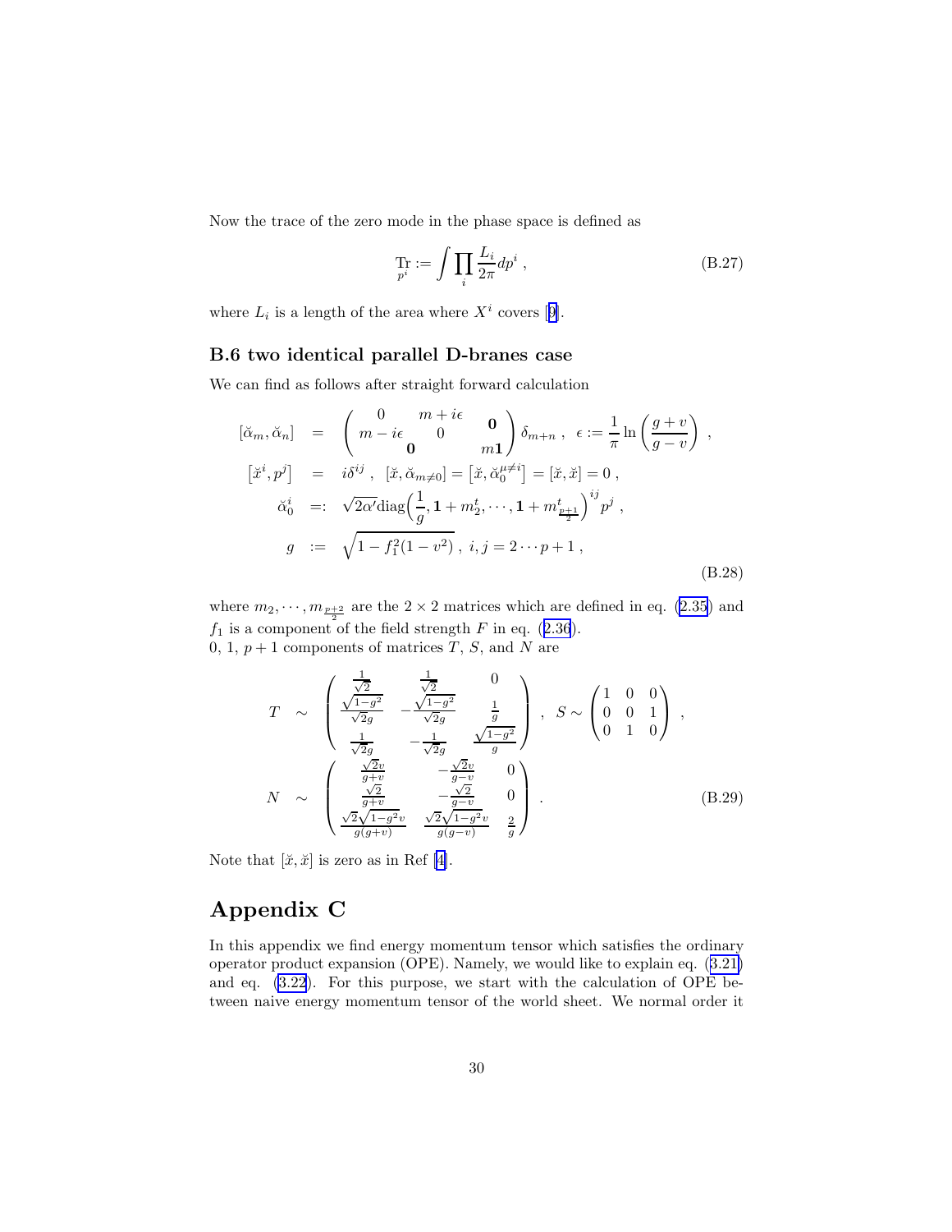Now the trace of the zero mode in the phase space is defined as

$$\operatorname*{Tr}_{p^i} := \int \prod_i \frac{L_i}{2\pi} dp^i \ , \tag{B.27}$$

where $L_i$ is a length of the area where $X^i$ covers [9].

### B.6 two identical parallel D-branes case

We can find as follows after straight forward calculation

$$\begin{aligned}
[\breve{\alpha}_m, \breve{\alpha}_n] &= \begin{pmatrix} 0 & m+i\epsilon & \\ m-i\epsilon & 0 & \mathbf{0} \\ & \mathbf{0} & m\mathbf{1} \end{pmatrix} \delta_{m+n} \ , \ \ \epsilon := \frac{1}{\pi}\ln\left(\frac{g+v}{g-v}\right) \ , \\
\left[\breve{x}^i, p^j\right] &= i\delta^{ij} \ , \ \ [\breve{x}, \breve{\alpha}_{m\neq 0}] = \left[\breve{x}, \breve{\alpha}_0^{\mu\neq i}\right] = [\breve{x}, \breve{x}] = 0 \ , \\
\breve{\alpha}_0^i &=: \sqrt{2\alpha'}\mathrm{diag}\Big(\frac{1}{g}, \mathbf{1}+m_2^t, \cdots, \mathbf{1}+m_{\frac{p+1}{2}}^t\Big)^{ij} p^j \ , \\
g &:= \sqrt{1-f_1^2(1-v^2)} \ , \ i,j = 2\cdots p+1 \ ,
\end{aligned} \tag{B.28}$$

where $m_2, \cdots, m_{\frac{p+2}{2}}$ are the $2\times 2$ matrices which are defined in eq. (2.35) and $f_1$ is a component of the field strength $F$ in eq. (2.36).
0, 1, $p+1$ components of matrices $T$, $S$, and $N$ are

$$\begin{aligned}
T &\sim \begin{pmatrix} \frac{1}{\sqrt{2}} & \frac{1}{\sqrt{2}} & 0 \\ \frac{\sqrt{1-g^2}}{\sqrt{2}g} & -\frac{\sqrt{1-g^2}}{\sqrt{2}g} & \frac{1}{g} \\ \frac{1}{\sqrt{2}g} & -\frac{1}{\sqrt{2}g} & \frac{\sqrt{1-g^2}}{g} \end{pmatrix} \ , \ \ S \sim \begin{pmatrix} 1 & 0 & 0 \\ 0 & 0 & 1 \\ 0 & 1 & 0 \end{pmatrix} \ , \\
N &\sim \begin{pmatrix} \frac{\sqrt{2}v}{g+v} & -\frac{\sqrt{2}v}{g-v} & 0 \\ \frac{\sqrt{2}}{g+v} & -\frac{\sqrt{2}}{g-v} & 0 \\ \frac{\sqrt{2}\sqrt{1-g^2}v}{g(g+v)} & \frac{\sqrt{2}\sqrt{1-g^2}v}{g(g-v)} & \frac{2}{g} \end{pmatrix} \ .
\end{aligned} \tag{B.29}$$

Note that $[\breve{x}, \breve{x}]$ is zero as in Ref [4].

# Appendix C

In this appendix we find energy momentum tensor which satisfies the ordinary operator product expansion (OPE). Namely, we would like to explain eq. (3.21) and eq. (3.22). For this purpose, we start with the calculation of OPE between naive energy momentum tensor of the world sheet. We normal order it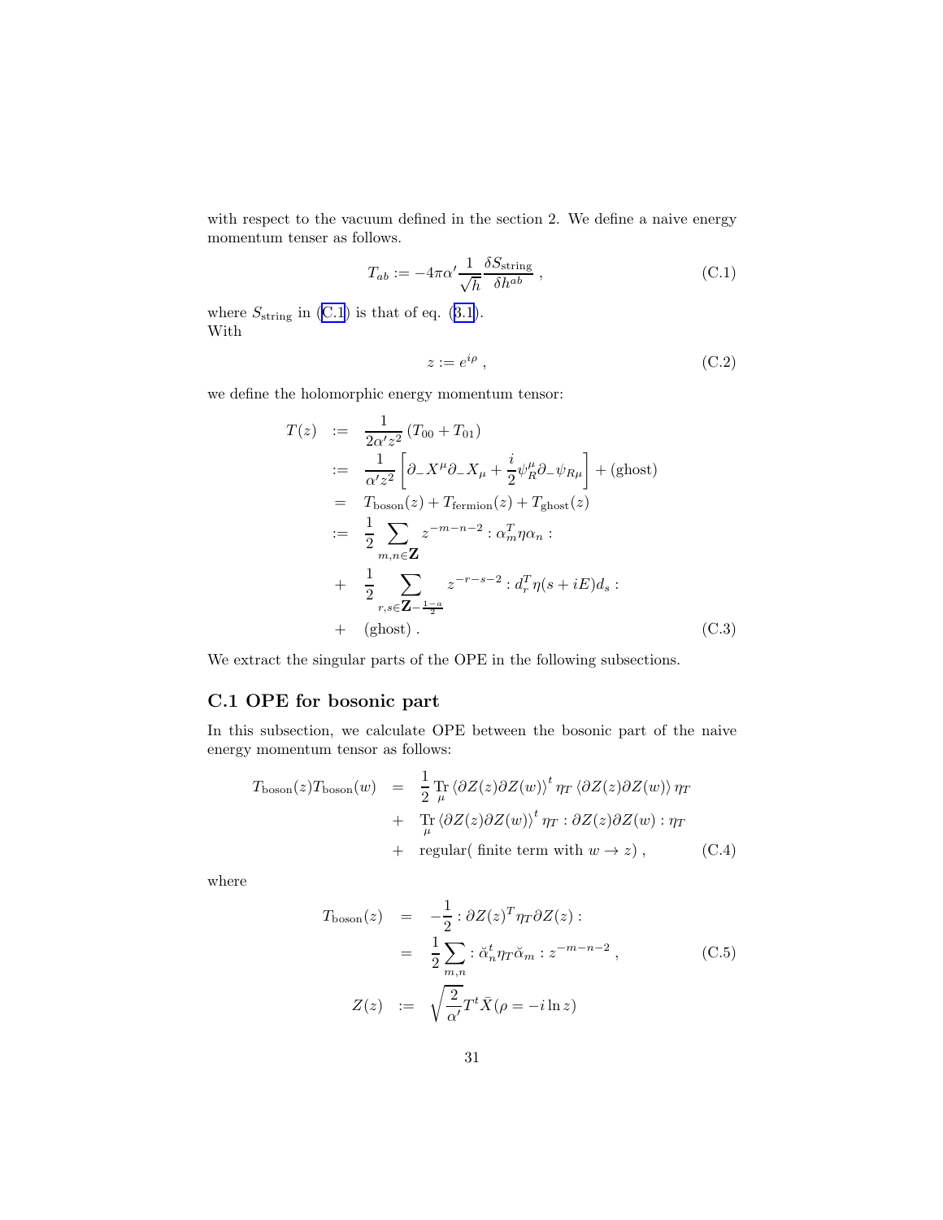with respect to the vacuum defined in the section 2. We define a naive energy momentum tenser as follows.

$$T_{ab} := -4\pi\alpha' \frac{1}{\sqrt{h}} \frac{\delta S_{\text{string}}}{\delta h^{ab}} \,, \tag{C.1}$$

where $S_{\text{string}}$ in (C.1) is that of eq. (3.1).
With

$$z := e^{i\rho} \,, \tag{C.2}$$

we define the holomorphic energy momentum tensor:

$$\begin{aligned}
T(z) &:= \frac{1}{2\alpha' z^2} \left( T_{00} + T_{01} \right) \\
&:= \frac{1}{\alpha' z^2} \left[ \partial_- X^\mu \partial_- X_\mu + \frac{i}{2} \psi_R^\mu \partial_- \psi_{R\mu} \right] + (\text{ghost}) \\
&= T_{\text{boson}}(z) + T_{\text{fermion}}(z) + T_{\text{ghost}}(z) \\
&:= \frac{1}{2} \sum_{m,n \in \mathbf{Z}} z^{-m-n-2} : \alpha_m^T \eta \alpha_n : \\
&+ \frac{1}{2} \sum_{r,s \in \mathbf{Z} - \frac{1-a}{2}} z^{-r-s-2} : d_r^T \eta (s + iE) d_s : \\
&+ (\text{ghost}) \,.
\end{aligned} \tag{C.3}$$

We extract the singular parts of the OPE in the following subsections.

## C.1 OPE for bosonic part

In this subsection, we calculate OPE between the bosonic part of the naive energy momentum tensor as follows:

$$\begin{aligned}
T_{\text{boson}}(z) T_{\text{boson}}(w) &= \frac{1}{2} \operatorname*{Tr}_\mu \left\langle \partial Z(z) \partial Z(w) \right\rangle^t \eta_T \left\langle \partial Z(z) \partial Z(w) \right\rangle \eta_T \\
&+ \operatorname*{Tr}_\mu \left\langle \partial Z(z) \partial Z(w) \right\rangle^t \eta_T : \partial Z(z) \partial Z(w) : \eta_T \\
&+ \text{regular( finite term with } w \to z) \,,
\end{aligned} \tag{C.4}$$

where

$$\begin{aligned}
T_{\text{boson}}(z) &= -\frac{1}{2} : \partial Z(z)^T \eta_T \partial Z(z) : \\
&= \frac{1}{2} \sum_{m,n} : \breve{\alpha}_n^t \eta_T \breve{\alpha}_m : z^{-m-n-2} \,,
\end{aligned} \tag{C.5}$$

$$Z(z) := \sqrt{\frac{2}{\alpha'}} T^t \bar{X}(\rho = -i \ln z)$$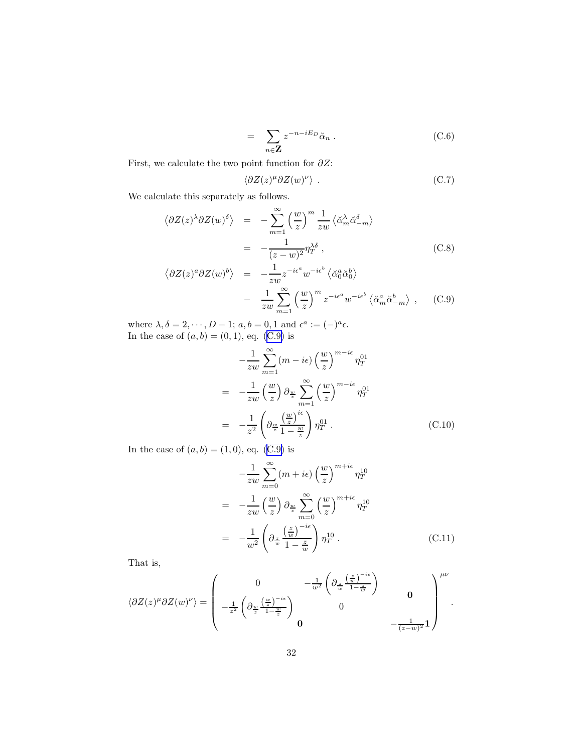$$= \sum_{n\in\mathbf{Z}} z^{-n-iE_D}\breve{\alpha}_n \; . \tag{C.6}$$

First, we calculate the two point function for $\partial Z$:

$$\langle \partial Z(z)^\mu \partial Z(w)^\nu \rangle \; . \tag{C.7}$$

We calculate this separately as follows.

$$\begin{aligned} \left\langle \partial Z(z)^\lambda \partial Z(w)^\delta \right\rangle &= -\sum_{m=1}^{\infty} \left(\frac{w}{z}\right)^m \frac{1}{zw} \left\langle \breve{\alpha}_m^\lambda \breve{\alpha}_{-m}^\delta \right\rangle \\ &= -\frac{1}{(z-w)^2}\eta_T^{\lambda\delta} \; , \end{aligned} \tag{C.8}$$

$$\begin{aligned} \left\langle \partial Z(z)^a \partial Z(w)^b \right\rangle &= -\frac{1}{zw} z^{-i\epsilon^a} w^{-i\epsilon^b} \left\langle \breve{\alpha}_0^a \breve{\alpha}_0^b \right\rangle \\ &- \frac{1}{zw}\sum_{m=1}^{\infty}\left(\frac{w}{z}\right)^m z^{-i\epsilon^a} w^{-i\epsilon^b} \left\langle \breve{\alpha}_m^a \breve{\alpha}_{-m}^b \right\rangle \; , \end{aligned} \tag{C.9}$$

where $\lambda, \delta = 2, \cdots, D-1$; $a, b = 0, 1$ and $\epsilon^a := (-)^a \epsilon$.
In the case of $(a,b) = (0,1)$, eq. (C.9) is

$$\begin{aligned} & -\frac{1}{zw}\sum_{m=1}^{\infty}(m-i\epsilon)\left(\frac{w}{z}\right)^{m-i\epsilon}\eta_T^{01} \\ =& -\frac{1}{zw}\left(\frac{w}{z}\right)\partial_{\frac{w}{z}}\sum_{m=1}^{\infty}\left(\frac{w}{z}\right)^{m-i\epsilon}\eta_T^{01} \\ =& -\frac{1}{z^2}\left(\partial_{\frac{w}{z}}\frac{\left(\frac{w}{z}\right)^{i\epsilon}}{1-\frac{w}{z}}\right)\eta_T^{01} \; . \end{aligned} \tag{C.10}$$

In the case of $(a,b) = (1,0)$, eq. (C.9) is

$$\begin{aligned} & -\frac{1}{zw}\sum_{m=0}^{\infty}(m+i\epsilon)\left(\frac{w}{z}\right)^{m+i\epsilon}\eta_T^{10} \\ =& -\frac{1}{zw}\left(\frac{w}{z}\right)\partial_{\frac{w}{z}}\sum_{m=0}^{\infty}\left(\frac{w}{z}\right)^{m+i\epsilon}\eta_T^{10} \\ =& -\frac{1}{w^2}\left(\partial_{\frac{z}{w}}\frac{\left(\frac{z}{w}\right)^{-i\epsilon}}{1-\frac{z}{w}}\right)\eta_T^{10} \; . \end{aligned} \tag{C.11}$$

That is,

$$\langle \partial Z(z)^\mu \partial Z(w)^\nu \rangle = \begin{pmatrix} 0 & -\frac{1}{w^2}\left(\partial_{\frac{z}{w}}\frac{\left(\frac{z}{w}\right)^{-i\epsilon}}{1-\frac{z}{w}}\right) & \mathbf{0} \\ -\frac{1}{z^2}\left(\partial_{\frac{w}{z}}\frac{\left(\frac{w}{z}\right)^{-i\epsilon}}{1-\frac{w}{z}}\right) & 0 & \\ \mathbf{0} & & -\frac{1}{(z-w)^2}\mathbf{1} \end{pmatrix}^{\mu\nu} .$$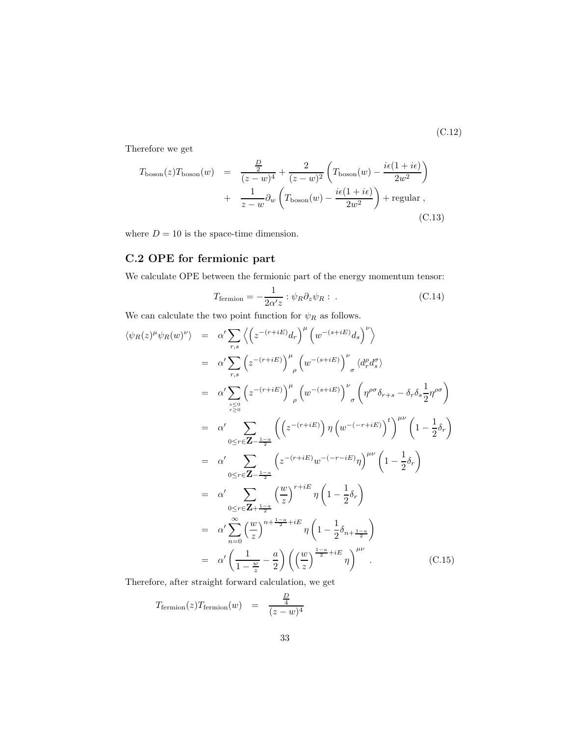$$(C.12)$$

Therefore we get

$$
\begin{aligned}
T_{\rm boson}(z)T_{\rm boson}(w) &= \frac{\frac{D}{2}}{(z-w)^4} + \frac{2}{(z-w)^2}\left(T_{\rm boson}(w) - \frac{i\epsilon(1+i\epsilon)}{2w^2}\right) \\
&+ \frac{1}{z-w}\partial_w\left(T_{\rm boson}(w) - \frac{i\epsilon(1+i\epsilon)}{2w^2}\right) + \text{regular}\ ,
\end{aligned}
\tag{C.13}
$$

where $D = 10$ is the space-time dimension.

## C.2 OPE for fermionic part

We calculate OPE between the fermionic part of the energy momentum tensor:

$$
T_{\rm fermion} = -\frac{1}{2\alpha' z} : \psi_R \partial_z \psi_R : \ . \tag{C.14}
$$

We can calculate the two point function for $\psi_R$ as follows.

$$
\begin{aligned}
\langle \psi_R(z)^\mu \psi_R(w)^\nu \rangle &= \alpha' \sum_{r,s} \left\langle \left(z^{-(r+iE)} d_r\right)^\mu \left(w^{-(s+iE)} d_s\right)^\nu \right\rangle \\
&= \alpha' \sum_{r,s} \left(z^{-(r+iE)}\right)^\mu{}_\rho \left(w^{-(s+iE)}\right)^\nu{}_\sigma \langle d_r^\rho d_s^\sigma \rangle \\
&= \alpha' \sum_{\substack{s\leq 0 \\ r\geq 0}} \left(z^{-(r+iE)}\right)^\mu{}_\rho \left(w^{-(s+iE)}\right)^\nu{}_\sigma \left(\eta^{\rho\sigma}\delta_{r+s} - \delta_r \delta_s \frac{1}{2}\eta^{\rho\sigma}\right) \\
&= \alpha' \sum_{0\leq r \in \mathbf{Z} - \frac{1-a}{2}} \left(\left(z^{-(r+iE)}\right)\eta\left(w^{-(-r+iE)}\right)^t\right)^{\mu\nu}\left(1 - \frac{1}{2}\delta_r\right) \\
&= \alpha' \sum_{0\leq r \in \mathbf{Z} - \frac{1-a}{2}} \left(z^{-(r+iE)} w^{-(-r-iE)}\eta\right)^{\mu\nu}\left(1 - \frac{1}{2}\delta_r\right) \\
&= \alpha' \sum_{0\leq r \in \mathbf{Z} + \frac{1-a}{2}} \left(\frac{w}{z}\right)^{r+iE}\eta\left(1 - \frac{1}{2}\delta_r\right) \\
&= \alpha' \sum_{n=0}^{\infty} \left(\frac{w}{z}\right)^{n+\frac{1-a}{2}+iE}\eta\left(1 - \frac{1}{2}\delta_{n+\frac{1-a}{2}}\right) \\
&= \alpha' \left(\frac{1}{1-\frac{w}{z}} - \frac{a}{2}\right)\left(\left(\frac{w}{z}\right)^{\frac{1-a}{2}+iE}\eta\right)^{\mu\nu} \ .
\end{aligned}
\tag{C.15}
$$

Therefore, after straight forward calculation, we get

$$
T_{\rm fermion}(z)T_{\rm fermion}(w) = \frac{\frac{D}{4}}{(z-w)^4}
$$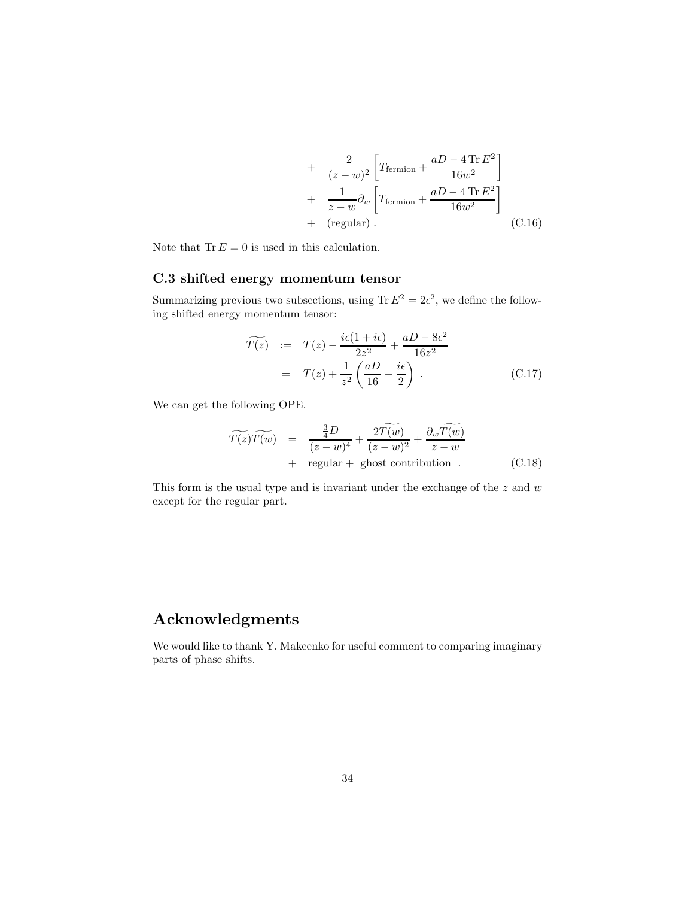$$
\begin{aligned}
&+ \quad \frac{2}{(z-w)^2}\left[T_{\text{fermion}} + \frac{aD - 4\,\mathrm{Tr}\,E^2}{16w^2}\right] \\
&+ \quad \frac{1}{z-w}\partial_w\left[T_{\text{fermion}} + \frac{aD - 4\,\mathrm{Tr}\,E^2}{16w^2}\right] \\
&+ \quad (\text{regular})\ . \qquad\qquad\qquad\qquad\qquad\qquad\qquad\qquad \text{(C.16)}
\end{aligned}
$$

Note that $\mathrm{Tr}\,E = 0$ is used in this calculation.

### C.3 shifted energy momentum tensor

Summarizing previous two subsections, using $\mathrm{Tr}\,E^2 = 2\epsilon^2$, we define the following shifted energy momentum tensor:

$$
\begin{aligned}
\widetilde{T(z)} \quad &:= \quad T(z) - \frac{i\epsilon(1+i\epsilon)}{2z^2} + \frac{aD - 8\epsilon^2}{16z^2} \\
&= \quad T(z) + \frac{1}{z^2}\left(\frac{aD}{16} - \frac{i\epsilon}{2}\right)\ . \qquad\qquad\qquad \text{(C.17)}
\end{aligned}
$$

We can get the following OPE.

$$
\begin{aligned}
\widetilde{T(z)}\widetilde{T(w)} \quad &= \quad \frac{\frac{3}{4}D}{(z-w)^4} + \frac{2\widetilde{T(w)}}{(z-w)^2} + \frac{\partial_w \widetilde{T(w)}}{z-w} \\
&+ \quad \text{regular} + \text{ ghost contribution }\ . \qquad\qquad \text{(C.18)}
\end{aligned}
$$

This form is the usual type and is invariant under the exchange of the $z$ and $w$ except for the regular part.

## Acknowledgments

We would like to thank Y. Makeenko for useful comment to comparing imaginary parts of phase shifts.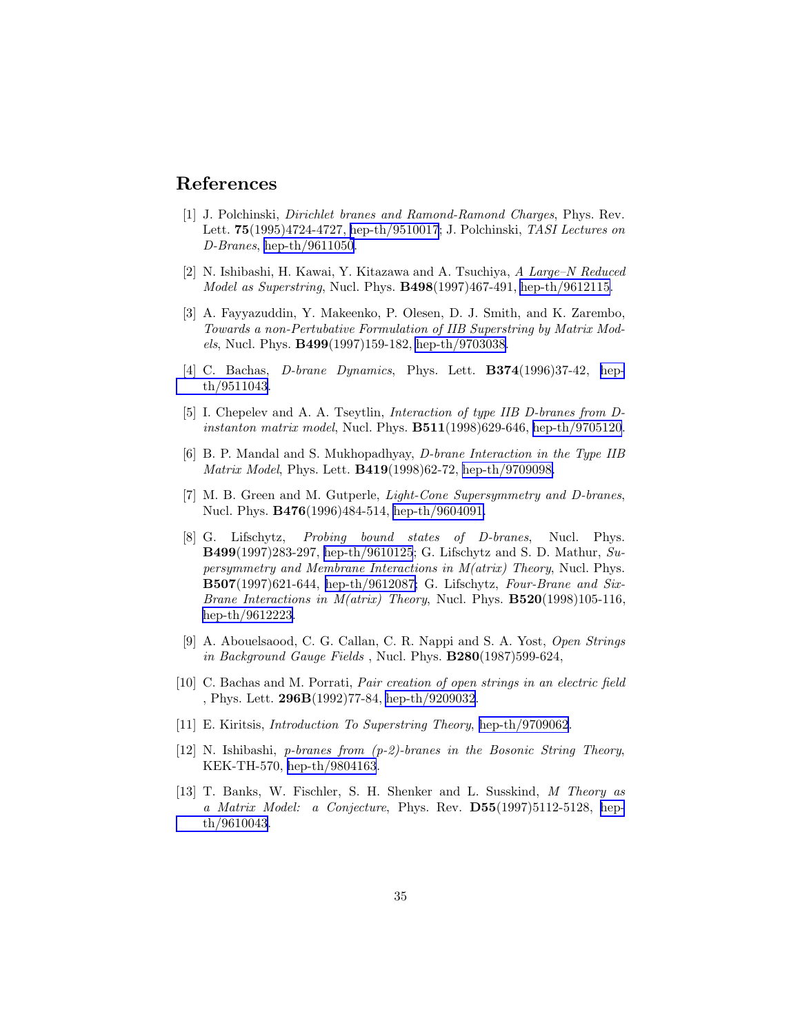## References

[1] J. Polchinski, *Dirichlet branes and Ramond-Ramond Charges*, Phys. Rev. Lett. **75**(1995)4724-4727, hep-th/9510017; J. Polchinski, *TASI Lectures on D-Branes*, hep-th/9611050.

[2] N. Ishibashi, H. Kawai, Y. Kitazawa and A. Tsuchiya, *A Large–N Reduced Model as Superstring*, Nucl. Phys. **B498**(1997)467-491, hep-th/9612115.

[3] A. Fayyazuddin, Y. Makeenko, P. Olesen, D. J. Smith, and K. Zarembo, *Towards a non-Pertubative Formulation of IIB Superstring by Matrix Models*, Nucl. Phys. **B499**(1997)159-182, hep-th/9703038.

[4] C. Bachas, *D-brane Dynamics*, Phys. Lett. **B374**(1996)37-42, hep-th/9511043.

[5] I. Chepelev and A. A. Tseytlin, *Interaction of type IIB D-branes from D-instanton matrix model*, Nucl. Phys. **B511**(1998)629-646, hep-th/9705120.

[6] B. P. Mandal and S. Mukhopadhyay, *D-brane Interaction in the Type IIB Matrix Model*, Phys. Lett. **B419**(1998)62-72, hep-th/9709098.

[7] M. B. Green and M. Gutperle, *Light-Cone Supersymmetry and D-branes*, Nucl. Phys. **B476**(1996)484-514, hep-th/9604091.

[8] G. Lifschytz, *Probing bound states of D-branes*, Nucl. Phys. **B499**(1997)283-297, hep-th/9610125; G. Lifschytz and S. D. Mathur, *Supersymmetry and Membrane Interactions in M(atrix) Theory*, Nucl. Phys. **B507**(1997)621-644, hep-th/9612087; G. Lifschytz, *Four-Brane and Six-Brane Interactions in M(atrix) Theory*, Nucl. Phys. **B520**(1998)105-116, hep-th/9612223.

[9] A. Abouelsaood, C. G. Callan, C. R. Nappi and S. A. Yost, *Open Strings in Background Gauge Fields* , Nucl. Phys. **B280**(1987)599-624,

[10] C. Bachas and M. Porrati, *Pair creation of open strings in an electric field* , Phys. Lett. **296B**(1992)77-84, hep-th/9209032.

[11] E. Kiritsis, *Introduction To Superstring Theory*, hep-th/9709062.

[12] N. Ishibashi, *p-branes from (p-2)-branes in the Bosonic String Theory*, KEK-TH-570, hep-th/9804163.

[13] T. Banks, W. Fischler, S. H. Shenker and L. Susskind, *M Theory as a Matrix Model: a Conjecture*, Phys. Rev. **D55**(1997)5112-5128, hep-th/9610043.